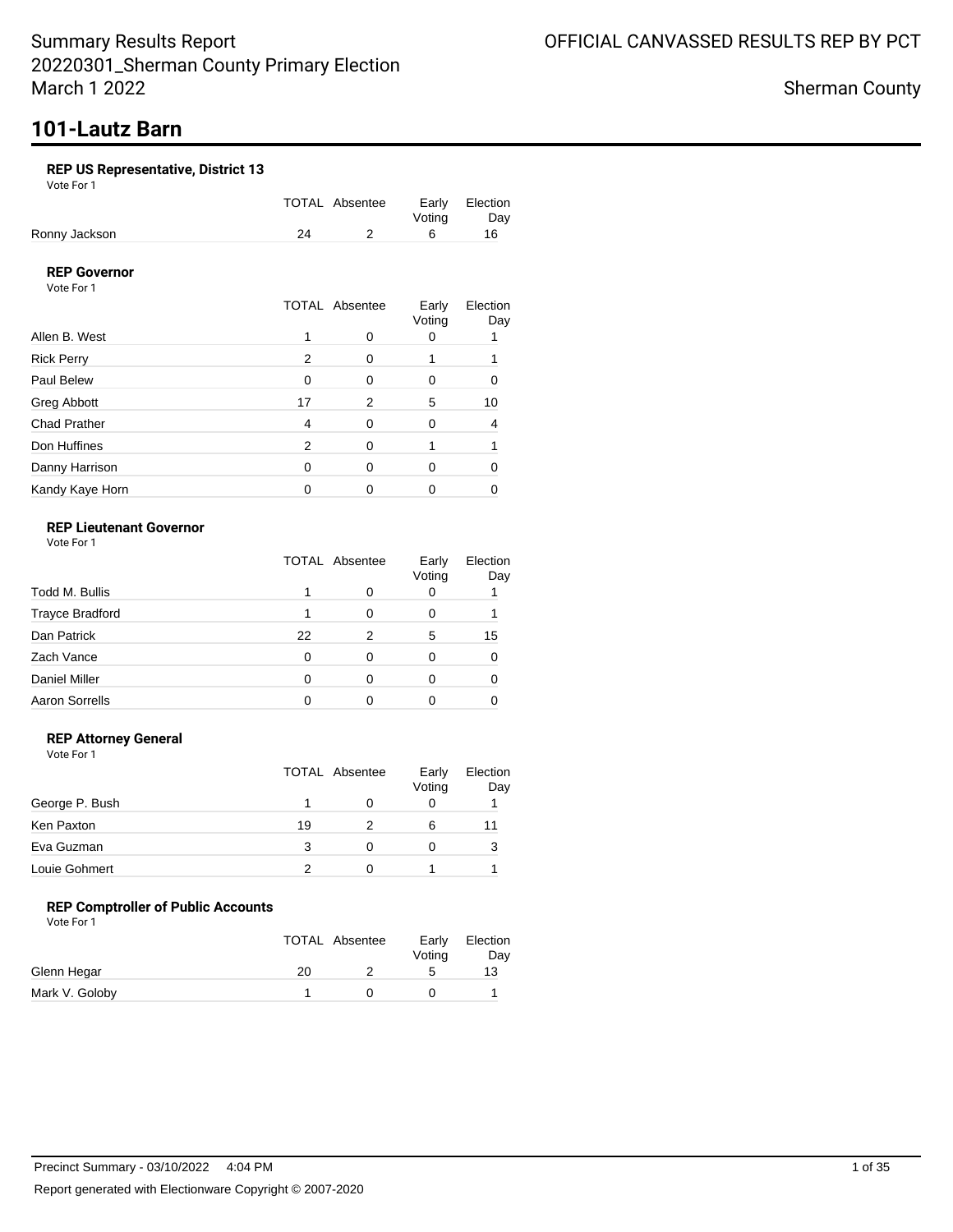Summary Results Report
20220301_Sherman County Primary Election
March 1 2022

OFFICIAL CANVASSED RESULTS REP BY PCT

Sherman County

# 101-Lautz Barn

### REP US Representative, District 13

Vote For 1

| | TOTAL | Absentee | Early Voting | Election Day |
|---|---|---|---|---|
| Ronny Jackson | 24 | 2 | 6 | 16 |

### REP Governor

Vote For 1

| | TOTAL | Absentee | Early Voting | Election Day |
|---|---|---|---|---|
| Allen B. West | 1 | 0 | 0 | 1 |
| Rick Perry | 2 | 0 | 1 | 1 |
| Paul Belew | 0 | 0 | 0 | 0 |
| Greg Abbott | 17 | 2 | 5 | 10 |
| Chad Prather | 4 | 0 | 0 | 4 |
| Don Huffines | 2 | 0 | 1 | 1 |
| Danny Harrison | 0 | 0 | 0 | 0 |
| Kandy Kaye Horn | 0 | 0 | 0 | 0 |

### REP Lieutenant Governor

Vote For 1

| | TOTAL | Absentee | Early Voting | Election Day |
|---|---|---|---|---|
| Todd M. Bullis | 1 | 0 | 0 | 1 |
| Trayce Bradford | 1 | 0 | 0 | 1 |
| Dan Patrick | 22 | 2 | 5 | 15 |
| Zach Vance | 0 | 0 | 0 | 0 |
| Daniel Miller | 0 | 0 | 0 | 0 |
| Aaron Sorrells | 0 | 0 | 0 | 0 |

### REP Attorney General

Vote For 1

| | TOTAL | Absentee | Early Voting | Election Day |
|---|---|---|---|---|
| George P. Bush | 1 | 0 | 0 | 1 |
| Ken Paxton | 19 | 2 | 6 | 11 |
| Eva Guzman | 3 | 0 | 0 | 3 |
| Louie Gohmert | 2 | 0 | 1 | 1 |

### REP Comptroller of Public Accounts

Vote For 1

| | TOTAL | Absentee | Early Voting | Election Day |
|---|---|---|---|---|
| Glenn Hegar | 20 | 2 | 5 | 13 |
| Mark V. Goloby | 1 | 0 | 0 | 1 |

Precinct Summary - 03/10/2022 4:04 PM

Report generated with Electionware Copyright © 2007-2020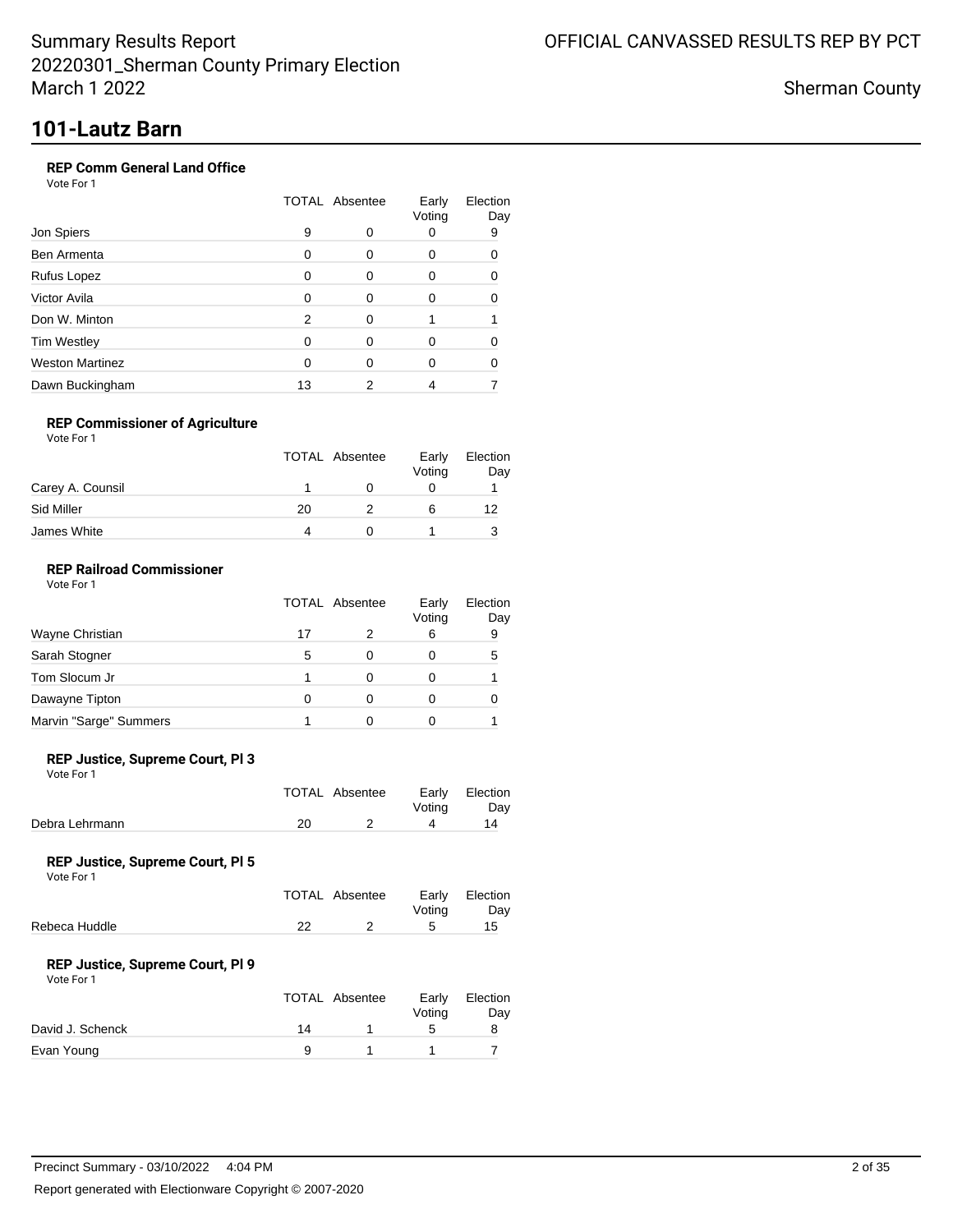# 101-Lautz Barn

### REP Comm General Land Office

Vote For 1

| | TOTAL | Absentee | Early Voting | Election Day |
|---|---|---|---|---|
| Jon Spiers | 9 | 0 | 0 | 9 |
| Ben Armenta | 0 | 0 | 0 | 0 |
| Rufus Lopez | 0 | 0 | 0 | 0 |
| Victor Avila | 0 | 0 | 0 | 0 |
| Don W. Minton | 2 | 0 | 1 | 1 |
| Tim Westley | 0 | 0 | 0 | 0 |
| Weston Martinez | 0 | 0 | 0 | 0 |
| Dawn Buckingham | 13 | 2 | 4 | 7 |

### REP Commissioner of Agriculture

Vote For 1

| | TOTAL | Absentee | Early Voting | Election Day |
|---|---|---|---|---|
| Carey A. Counsil | 1 | 0 | 0 | 1 |
| Sid Miller | 20 | 2 | 6 | 12 |
| James White | 4 | 0 | 1 | 3 |

### REP Railroad Commissioner

Vote For 1

| | TOTAL | Absentee | Early Voting | Election Day |
|---|---|---|---|---|
| Wayne Christian | 17 | 2 | 6 | 9 |
| Sarah Stogner | 5 | 0 | 0 | 5 |
| Tom Slocum Jr | 1 | 0 | 0 | 1 |
| Dawayne Tipton | 0 | 0 | 0 | 0 |
| Marvin "Sarge" Summers | 1 | 0 | 0 | 1 |

### REP Justice, Supreme Court, Pl 3

Vote For 1

| | TOTAL | Absentee | Early Voting | Election Day |
|---|---|---|---|---|
| Debra Lehrmann | 20 | 2 | 4 | 14 |

### REP Justice, Supreme Court, Pl 5

Vote For 1

| | TOTAL | Absentee | Early Voting | Election Day |
|---|---|---|---|---|
| Rebeca Huddle | 22 | 2 | 5 | 15 |

### REP Justice, Supreme Court, Pl 9

Vote For 1

| | TOTAL | Absentee | Early Voting | Election Day |
|---|---|---|---|---|
| David J. Schenck | 14 | 1 | 5 | 8 |
| Evan Young | 9 | 1 | 1 | 7 |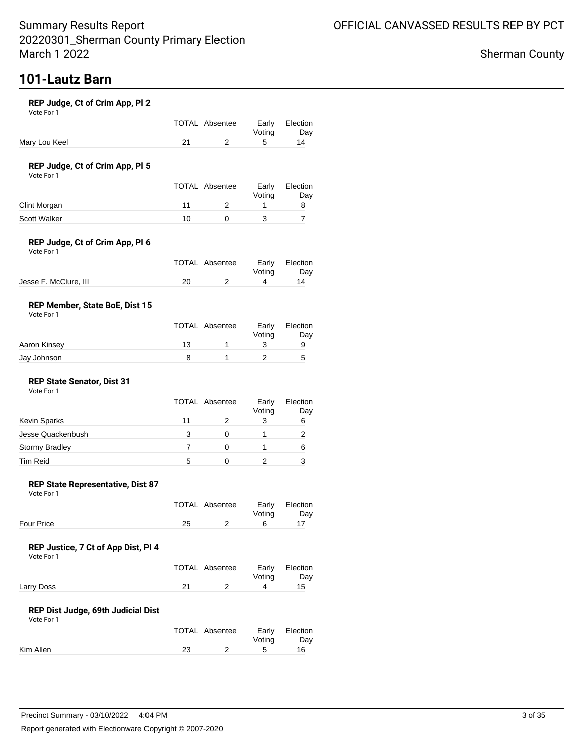# 101-Lautz Barn

### REP Judge, Ct of Crim App, Pl 2

Vote For 1

| | TOTAL | Absentee | Early Voting | Election Day |
|---|---|---|---|---|
| Mary Lou Keel | 21 | 2 | 5 | 14 |

### REP Judge, Ct of Crim App, Pl 5

Vote For 1

| | TOTAL | Absentee | Early Voting | Election Day |
|---|---|---|---|---|
| Clint Morgan | 11 | 2 | 1 | 8 |
| Scott Walker | 10 | 0 | 3 | 7 |

### REP Judge, Ct of Crim App, Pl 6

Vote For 1

| | TOTAL | Absentee | Early Voting | Election Day |
|---|---|---|---|---|
| Jesse F. McClure, III | 20 | 2 | 4 | 14 |

### REP Member, State BoE, Dist 15

Vote For 1

| | TOTAL | Absentee | Early Voting | Election Day |
|---|---|---|---|---|
| Aaron Kinsey | 13 | 1 | 3 | 9 |
| Jay Johnson | 8 | 1 | 2 | 5 |

### REP State Senator, Dist 31

Vote For 1

| | TOTAL | Absentee | Early Voting | Election Day |
|---|---|---|---|---|
| Kevin Sparks | 11 | 2 | 3 | 6 |
| Jesse Quackenbush | 3 | 0 | 1 | 2 |
| Stormy Bradley | 7 | 0 | 1 | 6 |
| Tim Reid | 5 | 0 | 2 | 3 |

### REP State Representative, Dist 87

Vote For 1

| | TOTAL | Absentee | Early Voting | Election Day |
|---|---|---|---|---|
| Four Price | 25 | 2 | 6 | 17 |

### REP Justice, 7 Ct of App Dist, Pl 4

Vote For 1

| | TOTAL | Absentee | Early Voting | Election Day |
|---|---|---|---|---|
| Larry Doss | 21 | 2 | 4 | 15 |

### REP Dist Judge, 69th Judicial Dist

Vote For 1

| | TOTAL | Absentee | Early Voting | Election Day |
|---|---|---|---|---|
| Kim Allen | 23 | 2 | 5 | 16 |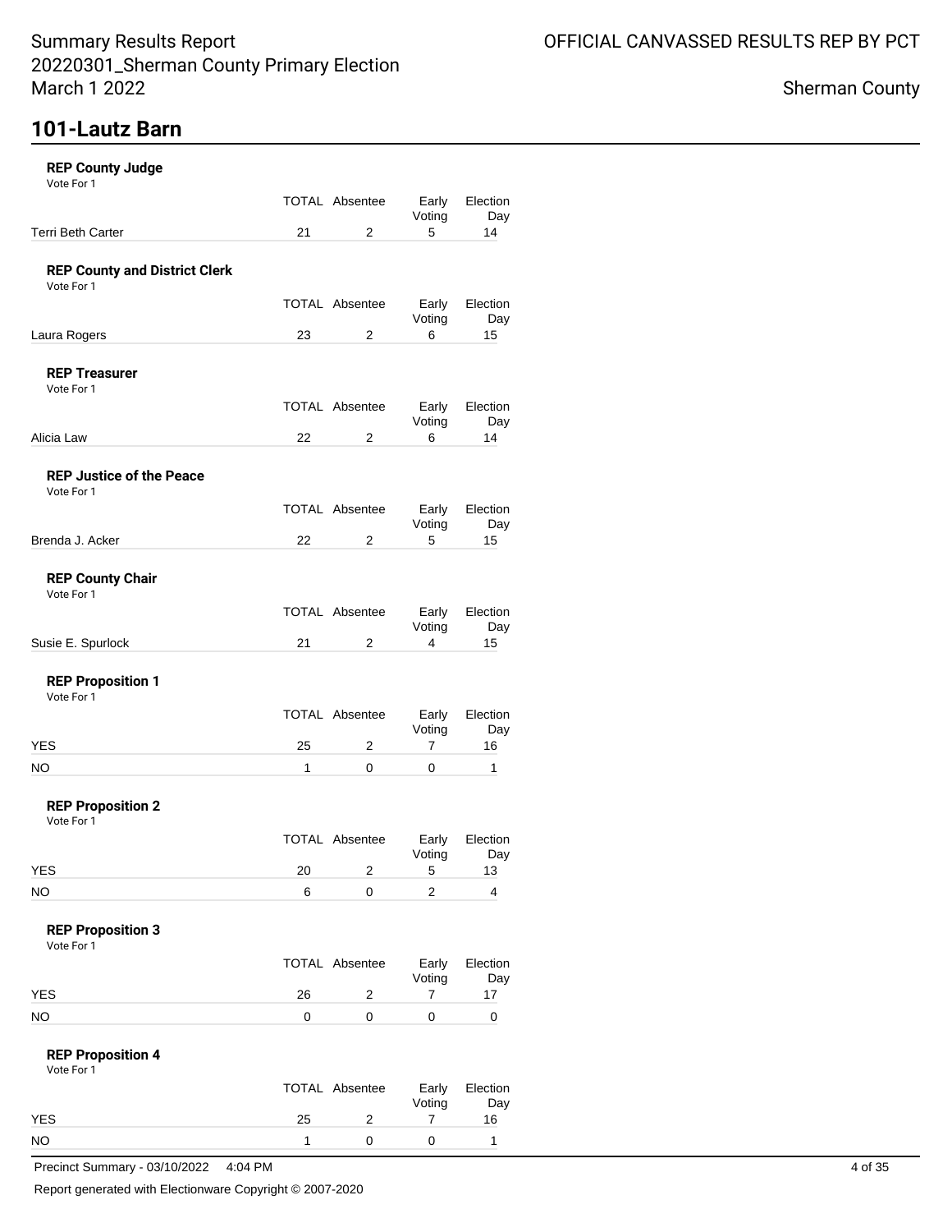# 101-Lautz Barn

**REP County Judge**
Vote For 1

| | TOTAL | Absentee | Early Voting | Election Day |
|---|---|---|---|---|
| Terri Beth Carter | 21 | 2 | 5 | 14 |

**REP County and District Clerk**
Vote For 1

| | TOTAL | Absentee | Early Voting | Election Day |
|---|---|---|---|---|
| Laura Rogers | 23 | 2 | 6 | 15 |

**REP Treasurer**
Vote For 1

| | TOTAL | Absentee | Early Voting | Election Day |
|---|---|---|---|---|
| Alicia Law | 22 | 2 | 6 | 14 |

**REP Justice of the Peace**
Vote For 1

| | TOTAL | Absentee | Early Voting | Election Day |
|---|---|---|---|---|
| Brenda J. Acker | 22 | 2 | 5 | 15 |

**REP County Chair**
Vote For 1

| | TOTAL | Absentee | Early Voting | Election Day |
|---|---|---|---|---|
| Susie E. Spurlock | 21 | 2 | 4 | 15 |

**REP Proposition 1**
Vote For 1

| | TOTAL | Absentee | Early Voting | Election Day |
|---|---|---|---|---|
| YES | 25 | 2 | 7 | 16 |
| NO | 1 | 0 | 0 | 1 |

**REP Proposition 2**
Vote For 1

| | TOTAL | Absentee | Early Voting | Election Day |
|---|---|---|---|---|
| YES | 20 | 2 | 5 | 13 |
| NO | 6 | 0 | 2 | 4 |

**REP Proposition 3**
Vote For 1

| | TOTAL | Absentee | Early Voting | Election Day |
|---|---|---|---|---|
| YES | 26 | 2 | 7 | 17 |
| NO | 0 | 0 | 0 | 0 |

**REP Proposition 4**
Vote For 1

| | TOTAL | Absentee | Early Voting | Election Day |
|---|---|---|---|---|
| YES | 25 | 2 | 7 | 16 |
| NO | 1 | 0 | 0 | 1 |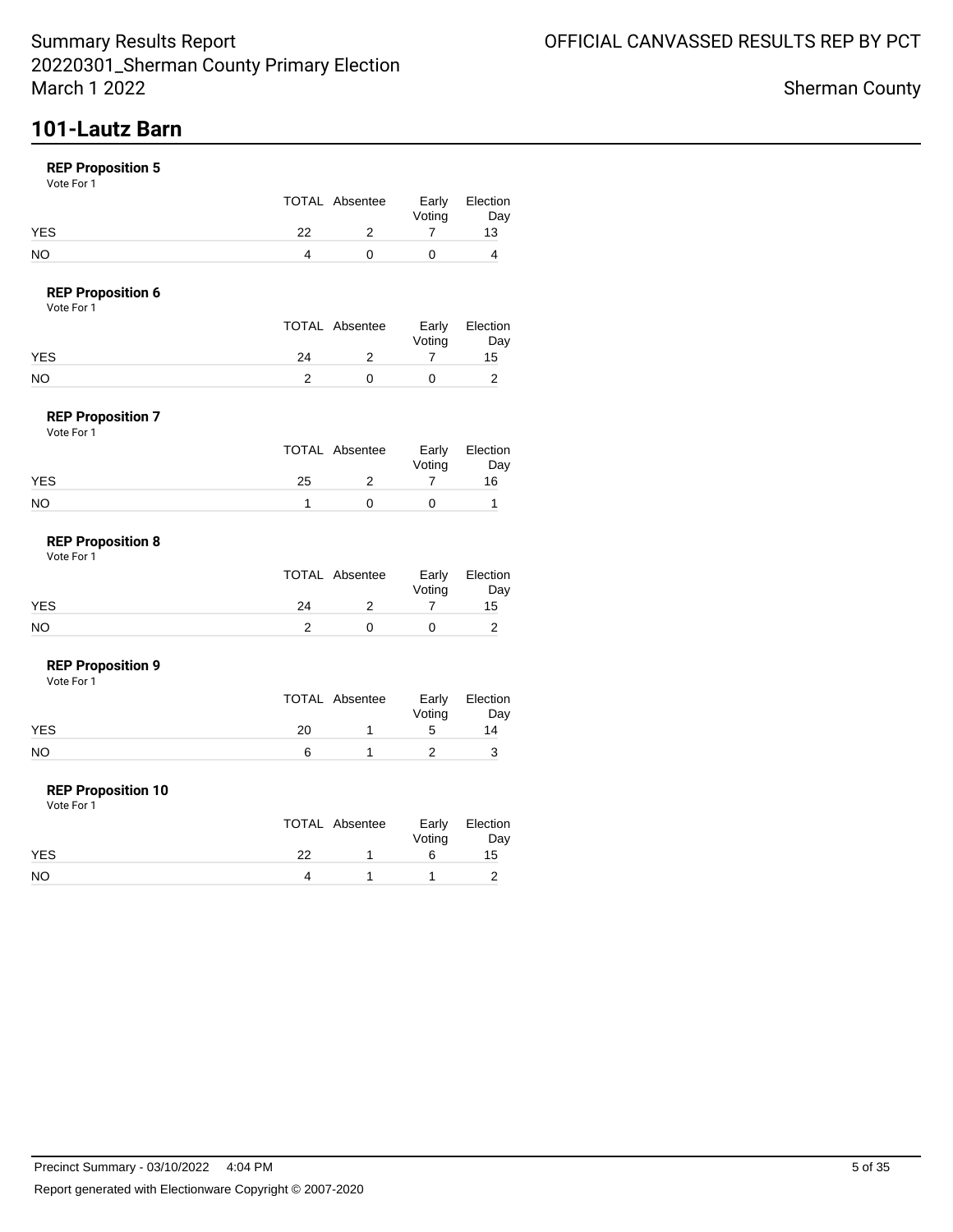# 101-Lautz Barn

**REP Proposition 5**

Vote For 1

| | TOTAL | Absentee | Early Voting | Election Day |
|---|---|---|---|---|
| YES | 22 | 2 | 7 | 13 |
| NO | 4 | 0 | 0 | 4 |

**REP Proposition 6**

Vote For 1

| | TOTAL | Absentee | Early Voting | Election Day |
|---|---|---|---|---|
| YES | 24 | 2 | 7 | 15 |
| NO | 2 | 0 | 0 | 2 |

**REP Proposition 7**

Vote For 1

| | TOTAL | Absentee | Early Voting | Election Day |
|---|---|---|---|---|
| YES | 25 | 2 | 7 | 16 |
| NO | 1 | 0 | 0 | 1 |

**REP Proposition 8**

Vote For 1

| | TOTAL | Absentee | Early Voting | Election Day |
|---|---|---|---|---|
| YES | 24 | 2 | 7 | 15 |
| NO | 2 | 0 | 0 | 2 |

**REP Proposition 9**

Vote For 1

| | TOTAL | Absentee | Early Voting | Election Day |
|---|---|---|---|---|
| YES | 20 | 1 | 5 | 14 |
| NO | 6 | 1 | 2 | 3 |

**REP Proposition 10**

Vote For 1

| | TOTAL | Absentee | Early Voting | Election Day |
|---|---|---|---|---|
| YES | 22 | 1 | 6 | 15 |
| NO | 4 | 1 | 1 | 2 |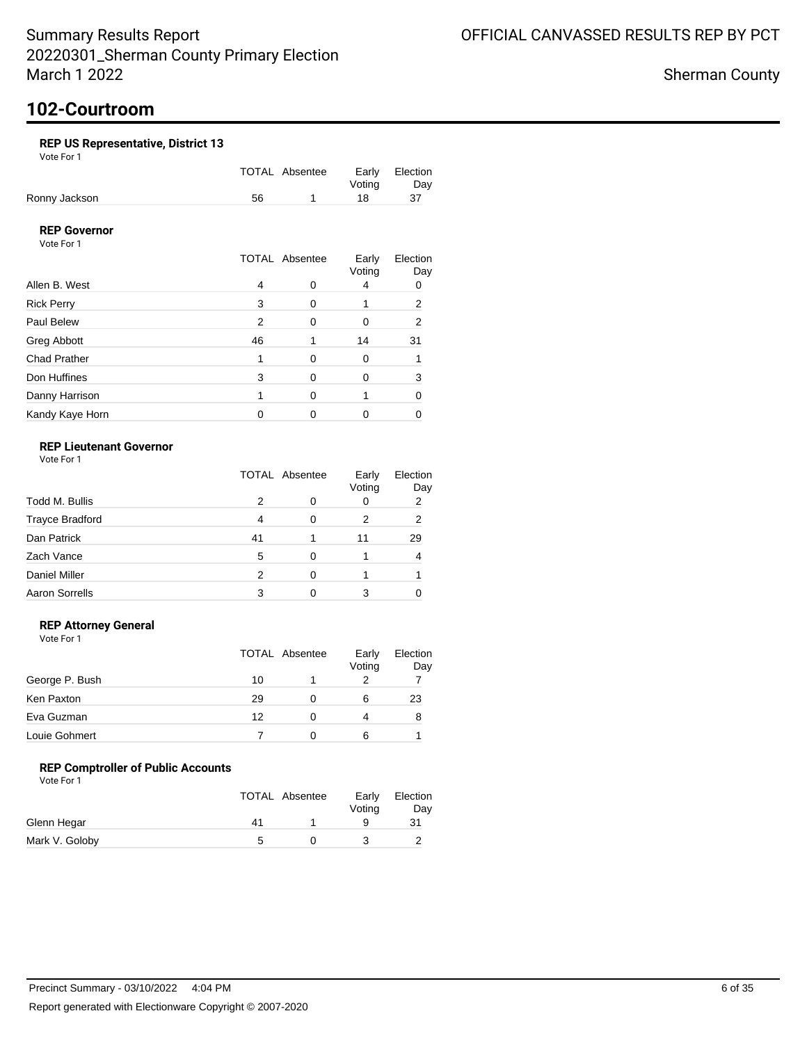# 102-Courtroom

### REP US Representative, District 13

Vote For 1

| | TOTAL | Absentee | Early Voting | Election Day |
|---|---|---|---|---|
| Ronny Jackson | 56 | 1 | 18 | 37 |

### REP Governor

Vote For 1

| | TOTAL | Absentee | Early Voting | Election Day |
|---|---|---|---|---|
| Allen B. West | 4 | 0 | 4 | 0 |
| Rick Perry | 3 | 0 | 1 | 2 |
| Paul Belew | 2 | 0 | 0 | 2 |
| Greg Abbott | 46 | 1 | 14 | 31 |
| Chad Prather | 1 | 0 | 0 | 1 |
| Don Huffines | 3 | 0 | 0 | 3 |
| Danny Harrison | 1 | 0 | 1 | 0 |
| Kandy Kaye Horn | 0 | 0 | 0 | 0 |

### REP Lieutenant Governor

Vote For 1

| | TOTAL | Absentee | Early Voting | Election Day |
|---|---|---|---|---|
| Todd M. Bullis | 2 | 0 | 0 | 2 |
| Trayce Bradford | 4 | 0 | 2 | 2 |
| Dan Patrick | 41 | 1 | 11 | 29 |
| Zach Vance | 5 | 0 | 1 | 4 |
| Daniel Miller | 2 | 0 | 1 | 1 |
| Aaron Sorrells | 3 | 0 | 3 | 0 |

### REP Attorney General

Vote For 1

| | TOTAL | Absentee | Early Voting | Election Day |
|---|---|---|---|---|
| George P. Bush | 10 | 1 | 2 | 7 |
| Ken Paxton | 29 | 0 | 6 | 23 |
| Eva Guzman | 12 | 0 | 4 | 8 |
| Louie Gohmert | 7 | 0 | 6 | 1 |

### REP Comptroller of Public Accounts

Vote For 1

| | TOTAL | Absentee | Early Voting | Election Day |
|---|---|---|---|---|
| Glenn Hegar | 41 | 1 | 9 | 31 |
| Mark V. Goloby | 5 | 0 | 3 | 2 |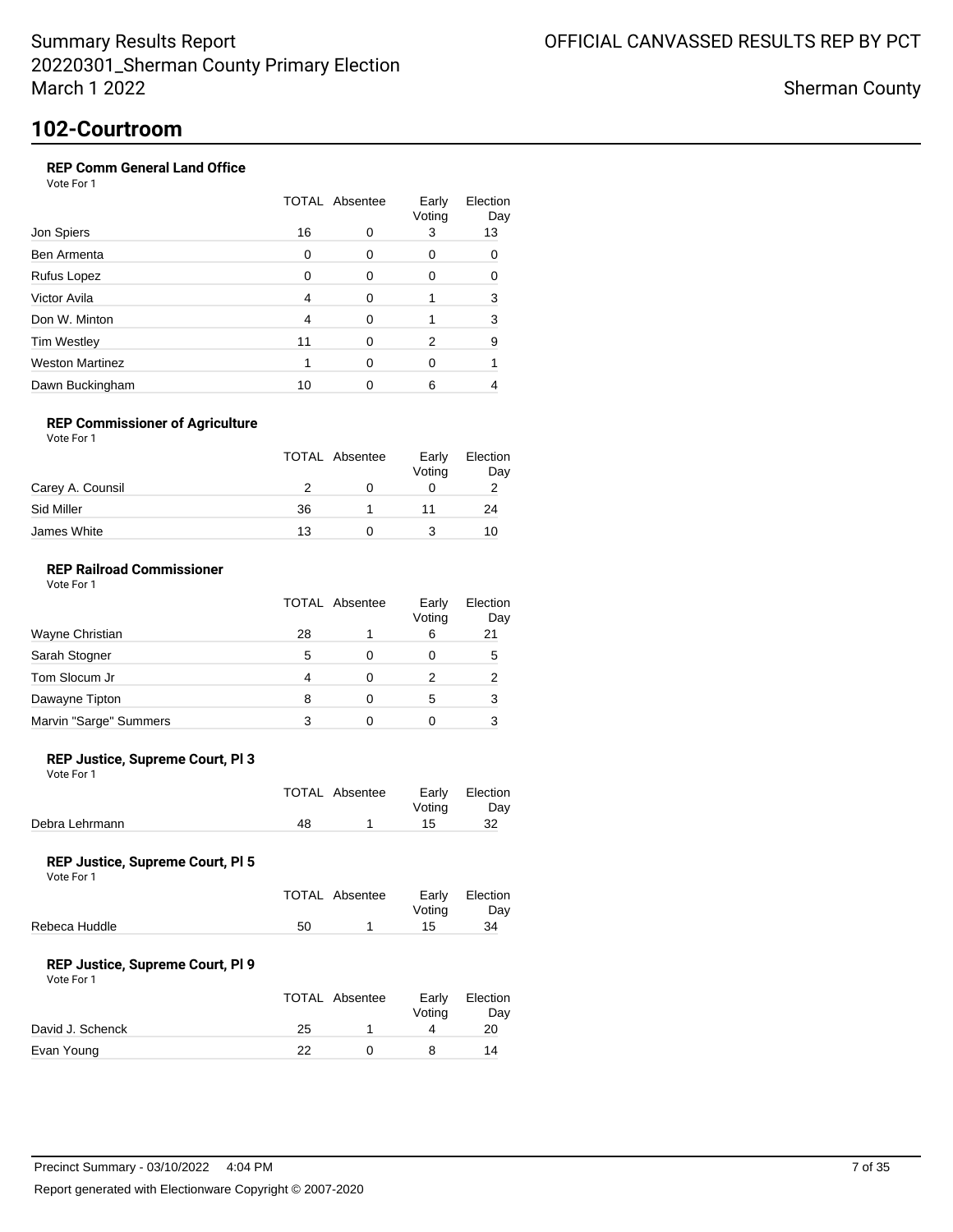Summary Results Report
20220301_Sherman County Primary Election
March 1 2022

OFFICIAL CANVASSED RESULTS REP BY PCT

Sherman County

## 102-Courtroom

### REP Comm General Land Office

Vote For 1

| | TOTAL | Absentee | Early Voting | Election Day |
|---|---|---|---|---|
| Jon Spiers | 16 | 0 | 3 | 13 |
| Ben Armenta | 0 | 0 | 0 | 0 |
| Rufus Lopez | 0 | 0 | 0 | 0 |
| Victor Avila | 4 | 0 | 1 | 3 |
| Don W. Minton | 4 | 0 | 1 | 3 |
| Tim Westley | 11 | 0 | 2 | 9 |
| Weston Martinez | 1 | 0 | 0 | 1 |
| Dawn Buckingham | 10 | 0 | 6 | 4 |

### REP Commissioner of Agriculture

Vote For 1

| | TOTAL | Absentee | Early Voting | Election Day |
|---|---|---|---|---|
| Carey A. Counsil | 2 | 0 | 0 | 2 |
| Sid Miller | 36 | 1 | 11 | 24 |
| James White | 13 | 0 | 3 | 10 |

### REP Railroad Commissioner

Vote For 1

| | TOTAL | Absentee | Early Voting | Election Day |
|---|---|---|---|---|
| Wayne Christian | 28 | 1 | 6 | 21 |
| Sarah Stogner | 5 | 0 | 0 | 5 |
| Tom Slocum Jr | 4 | 0 | 2 | 2 |
| Dawayne Tipton | 8 | 0 | 5 | 3 |
| Marvin "Sarge" Summers | 3 | 0 | 0 | 3 |

### REP Justice, Supreme Court, Pl 3

Vote For 1

| | TOTAL | Absentee | Early Voting | Election Day |
|---|---|---|---|---|
| Debra Lehrmann | 48 | 1 | 15 | 32 |

### REP Justice, Supreme Court, Pl 5

Vote For 1

| | TOTAL | Absentee | Early Voting | Election Day |
|---|---|---|---|---|
| Rebeca Huddle | 50 | 1 | 15 | 34 |

### REP Justice, Supreme Court, Pl 9

Vote For 1

| | TOTAL | Absentee | Early Voting | Election Day |
|---|---|---|---|---|
| David J. Schenck | 25 | 1 | 4 | 20 |
| Evan Young | 22 | 0 | 8 | 14 |

Precinct Summary - 03/10/2022 4:04 PM

Report generated with Electionware Copyright © 2007-2020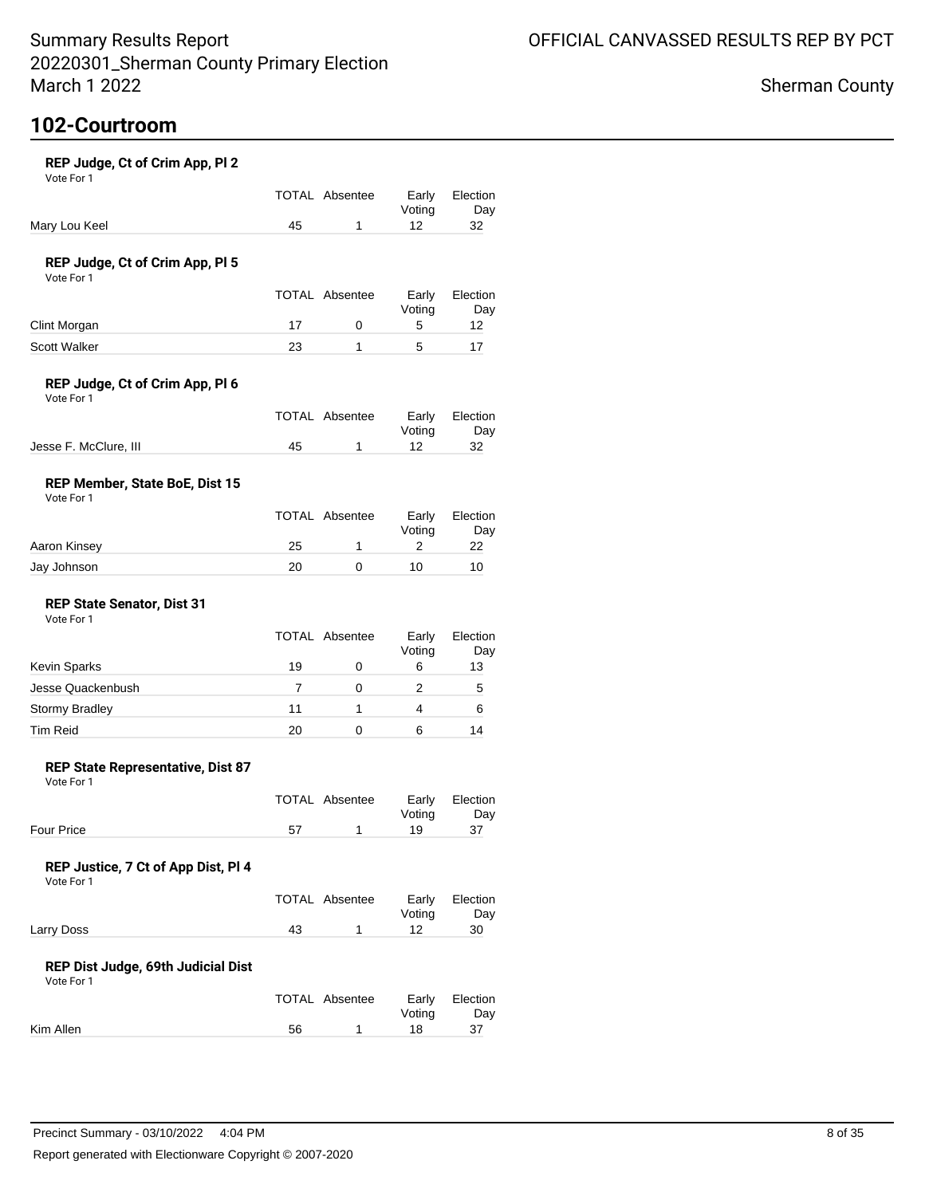## 102-Courtroom

### REP Judge, Ct of Crim App, Pl 2

Vote For 1

| | TOTAL | Absentee | Early Voting | Election Day |
|---|---|---|---|---|
| Mary Lou Keel | 45 | 1 | 12 | 32 |

### REP Judge, Ct of Crim App, Pl 5

Vote For 1

| | TOTAL | Absentee | Early Voting | Election Day |
|---|---|---|---|---|
| Clint Morgan | 17 | 0 | 5 | 12 |
| Scott Walker | 23 | 1 | 5 | 17 |

### REP Judge, Ct of Crim App, Pl 6

Vote For 1

| | TOTAL | Absentee | Early Voting | Election Day |
|---|---|---|---|---|
| Jesse F. McClure, III | 45 | 1 | 12 | 32 |

### REP Member, State BoE, Dist 15

Vote For 1

| | TOTAL | Absentee | Early Voting | Election Day |
|---|---|---|---|---|
| Aaron Kinsey | 25 | 1 | 2 | 22 |
| Jay Johnson | 20 | 0 | 10 | 10 |

### REP State Senator, Dist 31

Vote For 1

| | TOTAL | Absentee | Early Voting | Election Day |
|---|---|---|---|---|
| Kevin Sparks | 19 | 0 | 6 | 13 |
| Jesse Quackenbush | 7 | 0 | 2 | 5 |
| Stormy Bradley | 11 | 1 | 4 | 6 |
| Tim Reid | 20 | 0 | 6 | 14 |

### REP State Representative, Dist 87

Vote For 1

| | TOTAL | Absentee | Early Voting | Election Day |
|---|---|---|---|---|
| Four Price | 57 | 1 | 19 | 37 |

### REP Justice, 7 Ct of App Dist, Pl 4

Vote For 1

| | TOTAL | Absentee | Early Voting | Election Day |
|---|---|---|---|---|
| Larry Doss | 43 | 1 | 12 | 30 |

### REP Dist Judge, 69th Judicial Dist

Vote For 1

| | TOTAL | Absentee | Early Voting | Election Day |
|---|---|---|---|---|
| Kim Allen | 56 | 1 | 18 | 37 |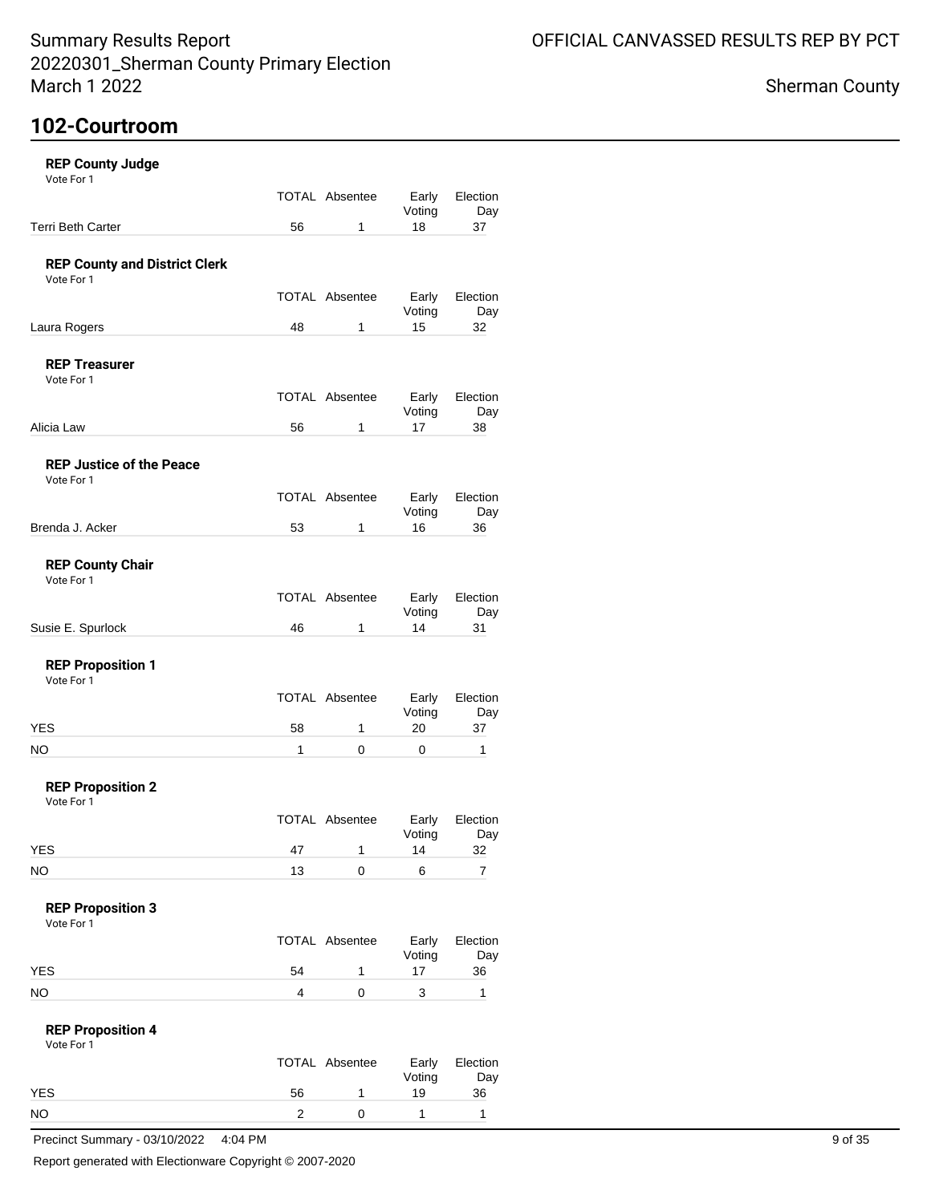## 102-Courtroom

### REP County Judge
Vote For 1

| | TOTAL | Absentee | Early Voting | Election Day |
|---|---|---|---|---|
| Terri Beth Carter | 56 | 1 | 18 | 37 |

### REP County and District Clerk
Vote For 1

| | TOTAL | Absentee | Early Voting | Election Day |
|---|---|---|---|---|
| Laura Rogers | 48 | 1 | 15 | 32 |

### REP Treasurer
Vote For 1

| | TOTAL | Absentee | Early Voting | Election Day |
|---|---|---|---|---|
| Alicia Law | 56 | 1 | 17 | 38 |

### REP Justice of the Peace
Vote For 1

| | TOTAL | Absentee | Early Voting | Election Day |
|---|---|---|---|---|
| Brenda J. Acker | 53 | 1 | 16 | 36 |

### REP County Chair
Vote For 1

| | TOTAL | Absentee | Early Voting | Election Day |
|---|---|---|---|---|
| Susie E. Spurlock | 46 | 1 | 14 | 31 |

### REP Proposition 1
Vote For 1

| | TOTAL | Absentee | Early Voting | Election Day |
|---|---|---|---|---|
| YES | 58 | 1 | 20 | 37 |
| NO | 1 | 0 | 0 | 1 |

### REP Proposition 2
Vote For 1

| | TOTAL | Absentee | Early Voting | Election Day |
|---|---|---|---|---|
| YES | 47 | 1 | 14 | 32 |
| NO | 13 | 0 | 6 | 7 |

### REP Proposition 3
Vote For 1

| | TOTAL | Absentee | Early Voting | Election Day |
|---|---|---|---|---|
| YES | 54 | 1 | 17 | 36 |
| NO | 4 | 0 | 3 | 1 |

### REP Proposition 4
Vote For 1

| | TOTAL | Absentee | Early Voting | Election Day |
|---|---|---|---|---|
| YES | 56 | 1 | 19 | 36 |
| NO | 2 | 0 | 1 | 1 |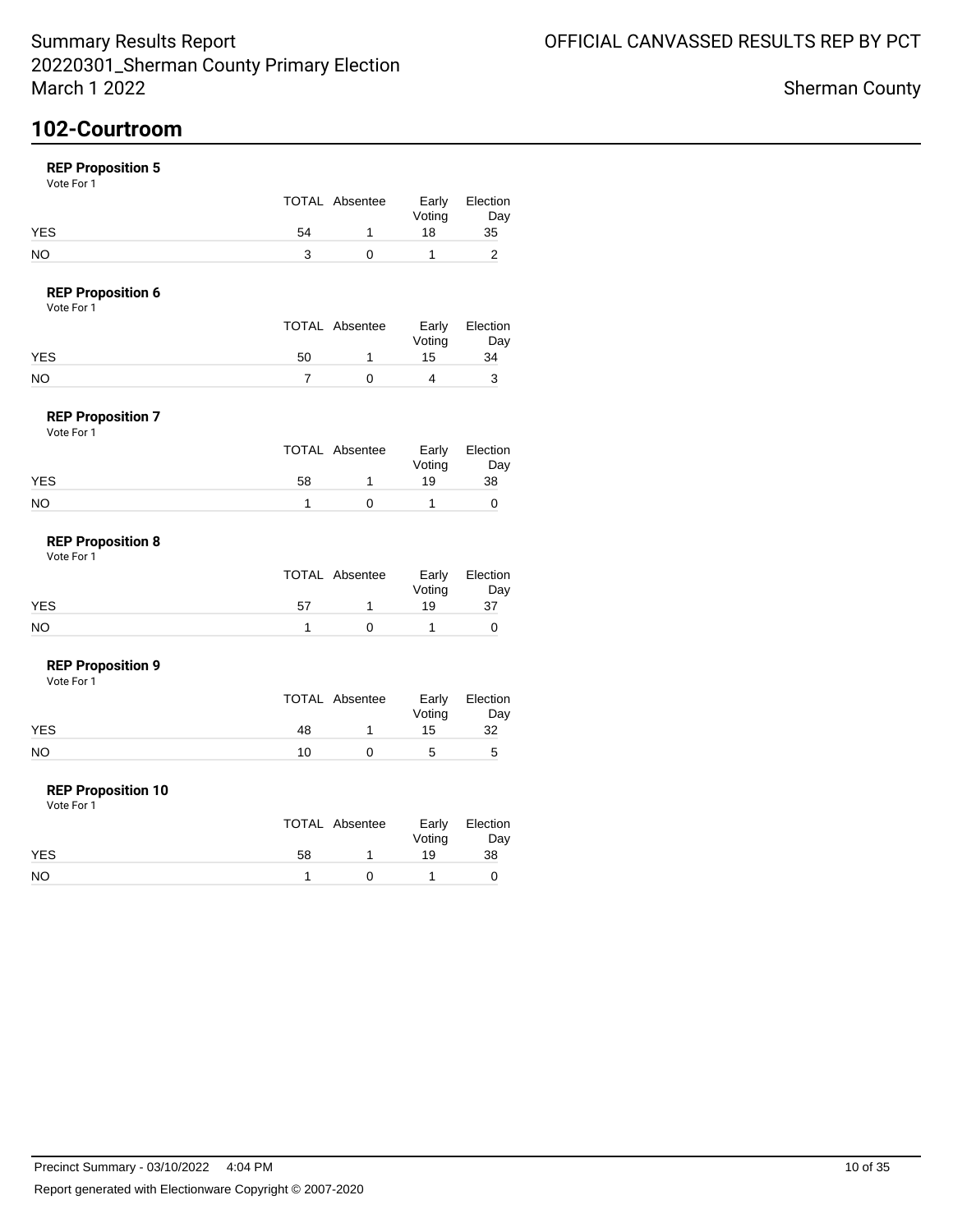# 102-Courtroom

### REP Proposition 5

Vote For 1

| | TOTAL | Absentee | Early Voting | Election Day |
|---|---|---|---|---|
| YES | 54 | 1 | 18 | 35 |
| NO | 3 | 0 | 1 | 2 |

### REP Proposition 6

Vote For 1

| | TOTAL | Absentee | Early Voting | Election Day |
|---|---|---|---|---|
| YES | 50 | 1 | 15 | 34 |
| NO | 7 | 0 | 4 | 3 |

### REP Proposition 7

Vote For 1

| | TOTAL | Absentee | Early Voting | Election Day |
|---|---|---|---|---|
| YES | 58 | 1 | 19 | 38 |
| NO | 1 | 0 | 1 | 0 |

### REP Proposition 8

Vote For 1

| | TOTAL | Absentee | Early Voting | Election Day |
|---|---|---|---|---|
| YES | 57 | 1 | 19 | 37 |
| NO | 1 | 0 | 1 | 0 |

### REP Proposition 9

Vote For 1

| | TOTAL | Absentee | Early Voting | Election Day |
|---|---|---|---|---|
| YES | 48 | 1 | 15 | 32 |
| NO | 10 | 0 | 5 | 5 |

### REP Proposition 10

Vote For 1

| | TOTAL | Absentee | Early Voting | Election Day |
|---|---|---|---|---|
| YES | 58 | 1 | 19 | 38 |
| NO | 1 | 0 | 1 | 0 |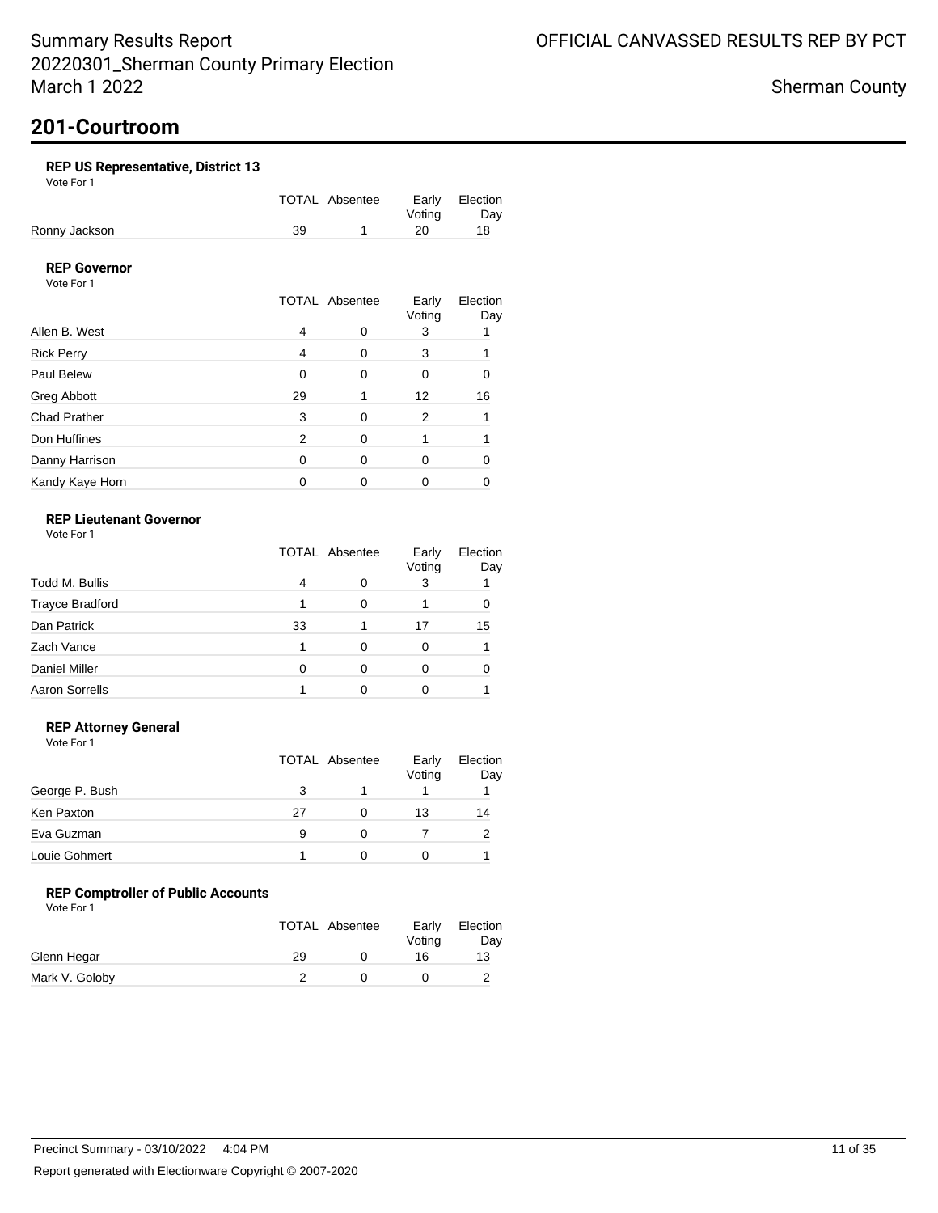# 201-Courtroom

### REP US Representative, District 13

Vote For 1

| | TOTAL | Absentee | Early Voting | Election Day |
|---|---|---|---|---|
| Ronny Jackson | 39 | 1 | 20 | 18 |

### REP Governor

Vote For 1

| | TOTAL | Absentee | Early Voting | Election Day |
|---|---|---|---|---|
| Allen B. West | 4 | 0 | 3 | 1 |
| Rick Perry | 4 | 0 | 3 | 1 |
| Paul Belew | 0 | 0 | 0 | 0 |
| Greg Abbott | 29 | 1 | 12 | 16 |
| Chad Prather | 3 | 0 | 2 | 1 |
| Don Huffines | 2 | 0 | 1 | 1 |
| Danny Harrison | 0 | 0 | 0 | 0 |
| Kandy Kaye Horn | 0 | 0 | 0 | 0 |

### REP Lieutenant Governor

Vote For 1

| | TOTAL | Absentee | Early Voting | Election Day |
|---|---|---|---|---|
| Todd M. Bullis | 4 | 0 | 3 | 1 |
| Trayce Bradford | 1 | 0 | 1 | 0 |
| Dan Patrick | 33 | 1 | 17 | 15 |
| Zach Vance | 1 | 0 | 0 | 1 |
| Daniel Miller | 0 | 0 | 0 | 0 |
| Aaron Sorrells | 1 | 0 | 0 | 1 |

### REP Attorney General

Vote For 1

| | TOTAL | Absentee | Early Voting | Election Day |
|---|---|---|---|---|
| George P. Bush | 3 | 1 | 1 | 1 |
| Ken Paxton | 27 | 0 | 13 | 14 |
| Eva Guzman | 9 | 0 | 7 | 2 |
| Louie Gohmert | 1 | 0 | 0 | 1 |

### REP Comptroller of Public Accounts

Vote For 1

| | TOTAL | Absentee | Early Voting | Election Day |
|---|---|---|---|---|
| Glenn Hegar | 29 | 0 | 16 | 13 |
| Mark V. Goloby | 2 | 0 | 0 | 2 |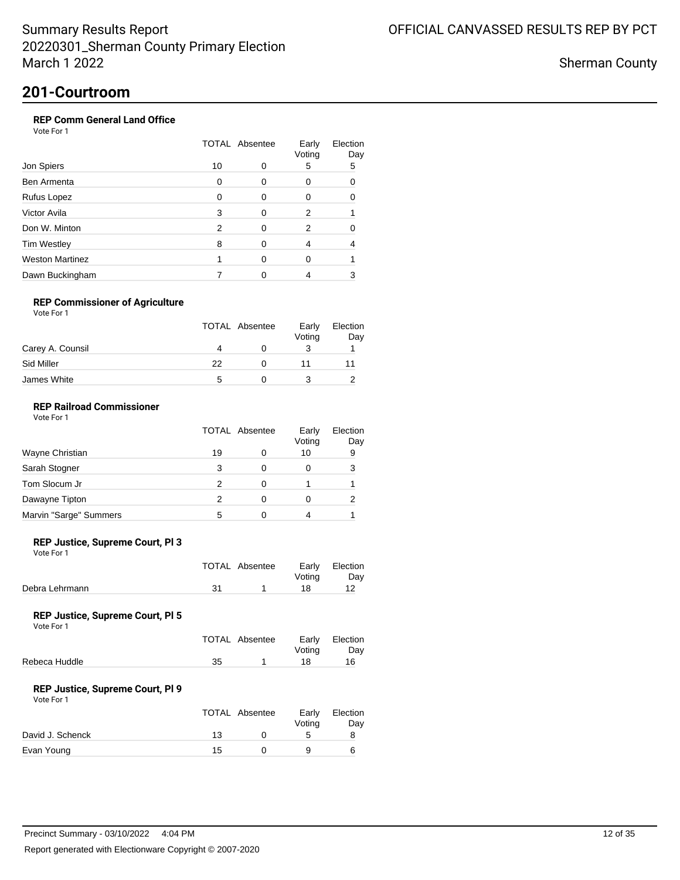# 201-Courtroom

### REP Comm General Land Office

Vote For 1

| | TOTAL | Absentee | Early Voting | Election Day |
|---|---|---|---|---|
| Jon Spiers | 10 | 0 | 5 | 5 |
| Ben Armenta | 0 | 0 | 0 | 0 |
| Rufus Lopez | 0 | 0 | 0 | 0 |
| Victor Avila | 3 | 0 | 2 | 1 |
| Don W. Minton | 2 | 0 | 2 | 0 |
| Tim Westley | 8 | 0 | 4 | 4 |
| Weston Martinez | 1 | 0 | 0 | 1 |
| Dawn Buckingham | 7 | 0 | 4 | 3 |

### REP Commissioner of Agriculture

Vote For 1

| | TOTAL | Absentee | Early Voting | Election Day |
|---|---|---|---|---|
| Carey A. Counsil | 4 | 0 | 3 | 1 |
| Sid Miller | 22 | 0 | 11 | 11 |
| James White | 5 | 0 | 3 | 2 |

### REP Railroad Commissioner

Vote For 1

| | TOTAL | Absentee | Early Voting | Election Day |
|---|---|---|---|---|
| Wayne Christian | 19 | 0 | 10 | 9 |
| Sarah Stogner | 3 | 0 | 0 | 3 |
| Tom Slocum Jr | 2 | 0 | 1 | 1 |
| Dawayne Tipton | 2 | 0 | 0 | 2 |
| Marvin "Sarge" Summers | 5 | 0 | 4 | 1 |

### REP Justice, Supreme Court, Pl 3

Vote For 1

| | TOTAL | Absentee | Early Voting | Election Day |
|---|---|---|---|---|
| Debra Lehrmann | 31 | 1 | 18 | 12 |

### REP Justice, Supreme Court, Pl 5

Vote For 1

| | TOTAL | Absentee | Early Voting | Election Day |
|---|---|---|---|---|
| Rebeca Huddle | 35 | 1 | 18 | 16 |

### REP Justice, Supreme Court, Pl 9

Vote For 1

| | TOTAL | Absentee | Early Voting | Election Day |
|---|---|---|---|---|
| David J. Schenck | 13 | 0 | 5 | 8 |
| Evan Young | 15 | 0 | 9 | 6 |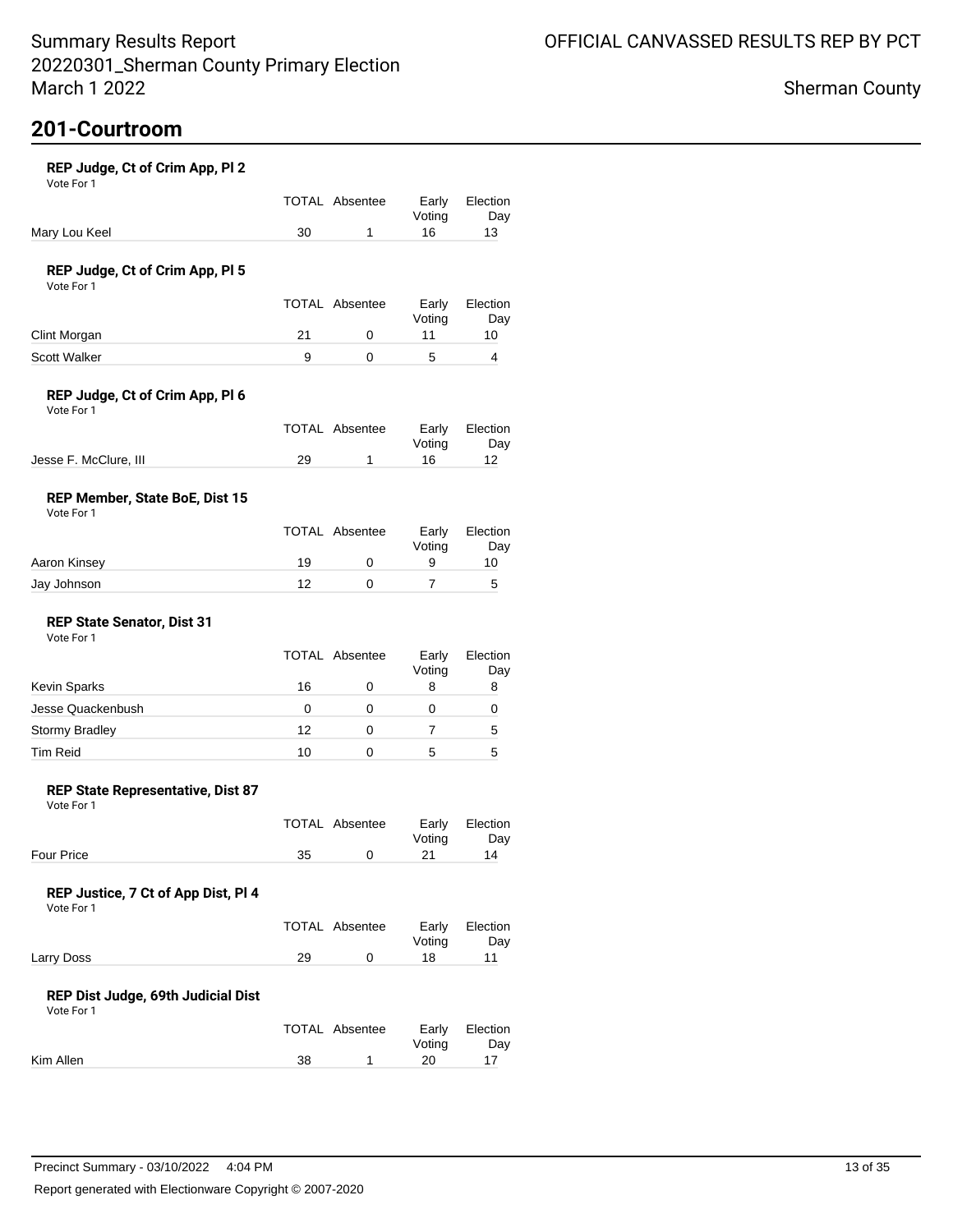## 201-Courtroom

### REP Judge, Ct of Crim App, Pl 2
Vote For 1

| | TOTAL | Absentee | Early Voting | Election Day |
|---|---|---|---|---|
| Mary Lou Keel | 30 | 1 | 16 | 13 |

### REP Judge, Ct of Crim App, Pl 5
Vote For 1

| | TOTAL | Absentee | Early Voting | Election Day |
|---|---|---|---|---|
| Clint Morgan | 21 | 0 | 11 | 10 |
| Scott Walker | 9 | 0 | 5 | 4 |

### REP Judge, Ct of Crim App, Pl 6
Vote For 1

| | TOTAL | Absentee | Early Voting | Election Day |
|---|---|---|---|---|
| Jesse F. McClure, III | 29 | 1 | 16 | 12 |

### REP Member, State BoE, Dist 15
Vote For 1

| | TOTAL | Absentee | Early Voting | Election Day |
|---|---|---|---|---|
| Aaron Kinsey | 19 | 0 | 9 | 10 |
| Jay Johnson | 12 | 0 | 7 | 5 |

### REP State Senator, Dist 31
Vote For 1

| | TOTAL | Absentee | Early Voting | Election Day |
|---|---|---|---|---|
| Kevin Sparks | 16 | 0 | 8 | 8 |
| Jesse Quackenbush | 0 | 0 | 0 | 0 |
| Stormy Bradley | 12 | 0 | 7 | 5 |
| Tim Reid | 10 | 0 | 5 | 5 |

### REP State Representative, Dist 87
Vote For 1

| | TOTAL | Absentee | Early Voting | Election Day |
|---|---|---|---|---|
| Four Price | 35 | 0 | 21 | 14 |

### REP Justice, 7 Ct of App Dist, Pl 4
Vote For 1

| | TOTAL | Absentee | Early Voting | Election Day |
|---|---|---|---|---|
| Larry Doss | 29 | 0 | 18 | 11 |

### REP Dist Judge, 69th Judicial Dist
Vote For 1

| | TOTAL | Absentee | Early Voting | Election Day |
|---|---|---|---|---|
| Kim Allen | 38 | 1 | 20 | 17 |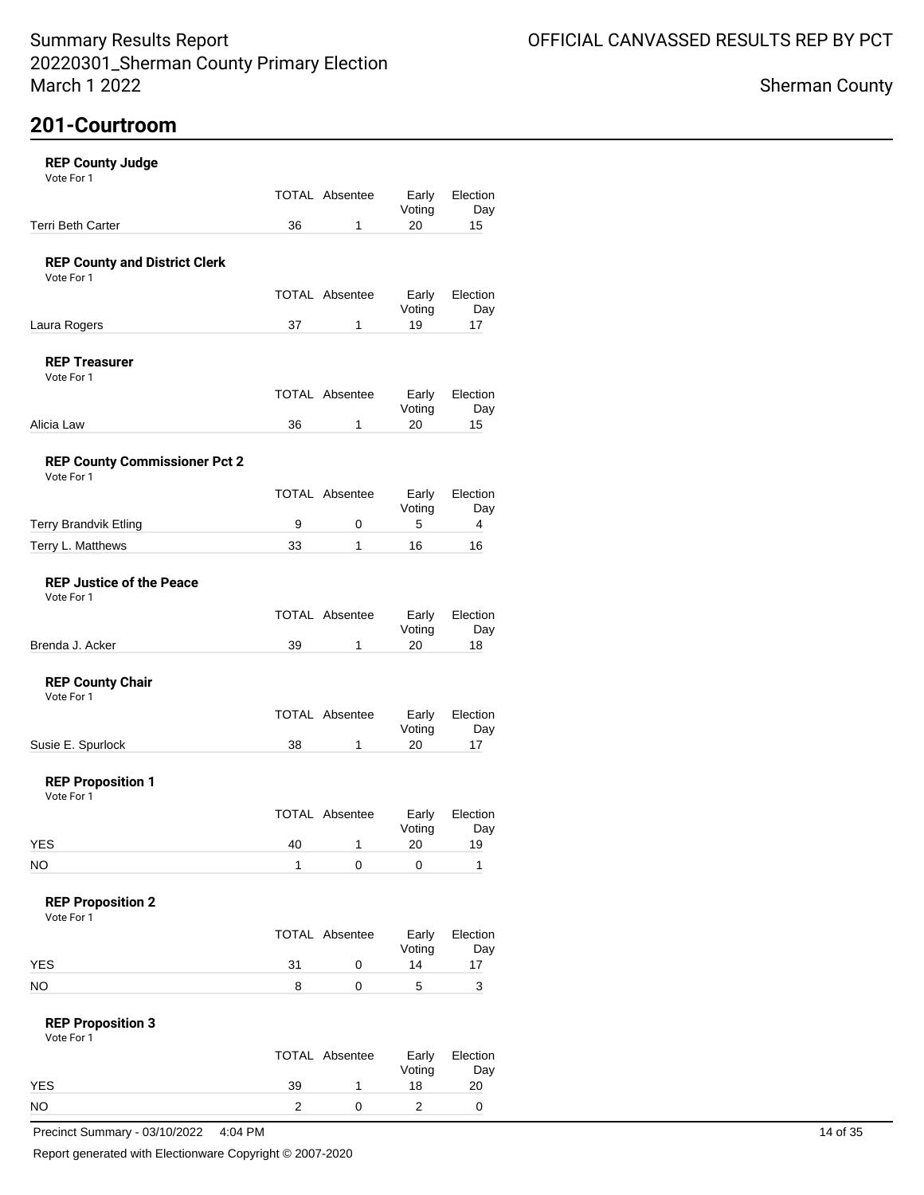## 201-Courtroom

### REP County Judge

Vote For 1

| | TOTAL | Absentee | Early Voting | Election Day |
|---|---|---|---|---|
| Terri Beth Carter | 36 | 1 | 20 | 15 |

### REP County and District Clerk

Vote For 1

| | TOTAL | Absentee | Early Voting | Election Day |
|---|---|---|---|---|
| Laura Rogers | 37 | 1 | 19 | 17 |

### REP Treasurer

Vote For 1

| | TOTAL | Absentee | Early Voting | Election Day |
|---|---|---|---|---|
| Alicia Law | 36 | 1 | 20 | 15 |

### REP County Commissioner Pct 2

Vote For 1

| | TOTAL | Absentee | Early Voting | Election Day |
|---|---|---|---|---|
| Terry Brandvik Etling | 9 | 0 | 5 | 4 |
| Terry L. Matthews | 33 | 1 | 16 | 16 |

### REP Justice of the Peace

Vote For 1

| | TOTAL | Absentee | Early Voting | Election Day |
|---|---|---|---|---|
| Brenda J. Acker | 39 | 1 | 20 | 18 |

### REP County Chair

Vote For 1

| | TOTAL | Absentee | Early Voting | Election Day |
|---|---|---|---|---|
| Susie E. Spurlock | 38 | 1 | 20 | 17 |

### REP Proposition 1

Vote For 1

| | TOTAL | Absentee | Early Voting | Election Day |
|---|---|---|---|---|
| YES | 40 | 1 | 20 | 19 |
| NO | 1 | 0 | 0 | 1 |

### REP Proposition 2

Vote For 1

| | TOTAL | Absentee | Early Voting | Election Day |
|---|---|---|---|---|
| YES | 31 | 0 | 14 | 17 |
| NO | 8 | 0 | 5 | 3 |

### REP Proposition 3

Vote For 1

| | TOTAL | Absentee | Early Voting | Election Day |
|---|---|---|---|---|
| YES | 39 | 1 | 18 | 20 |
| NO | 2 | 0 | 2 | 0 |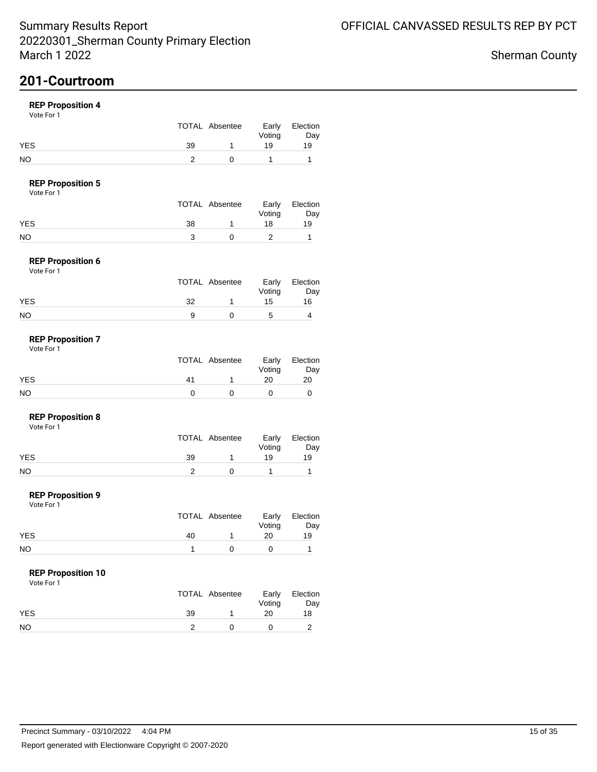Summary Results Report
20220301_Sherman County Primary Election
March 1 2022

OFFICIAL CANVASSED RESULTS REP BY PCT

Sherman County

# 201-Courtroom

**REP Proposition 4**
Vote For 1

| | TOTAL | Absentee | Early Voting | Election Day |
|---|---|---|---|---|
| YES | 39 | 1 | 19 | 19 |
| NO | 2 | 0 | 1 | 1 |

**REP Proposition 5**
Vote For 1

| | TOTAL | Absentee | Early Voting | Election Day |
|---|---|---|---|---|
| YES | 38 | 1 | 18 | 19 |
| NO | 3 | 0 | 2 | 1 |

**REP Proposition 6**
Vote For 1

| | TOTAL | Absentee | Early Voting | Election Day |
|---|---|---|---|---|
| YES | 32 | 1 | 15 | 16 |
| NO | 9 | 0 | 5 | 4 |

**REP Proposition 7**
Vote For 1

| | TOTAL | Absentee | Early Voting | Election Day |
|---|---|---|---|---|
| YES | 41 | 1 | 20 | 20 |
| NO | 0 | 0 | 0 | 0 |

**REP Proposition 8**
Vote For 1

| | TOTAL | Absentee | Early Voting | Election Day |
|---|---|---|---|---|
| YES | 39 | 1 | 19 | 19 |
| NO | 2 | 0 | 1 | 1 |

**REP Proposition 9**
Vote For 1

| | TOTAL | Absentee | Early Voting | Election Day |
|---|---|---|---|---|
| YES | 40 | 1 | 20 | 19 |
| NO | 1 | 0 | 0 | 1 |

**REP Proposition 10**
Vote For 1

| | TOTAL | Absentee | Early Voting | Election Day |
|---|---|---|---|---|
| YES | 39 | 1 | 20 | 18 |
| NO | 2 | 0 | 0 | 2 |

Precinct Summary - 03/10/2022 4:04 PM

Report generated with Electionware Copyright © 2007-2020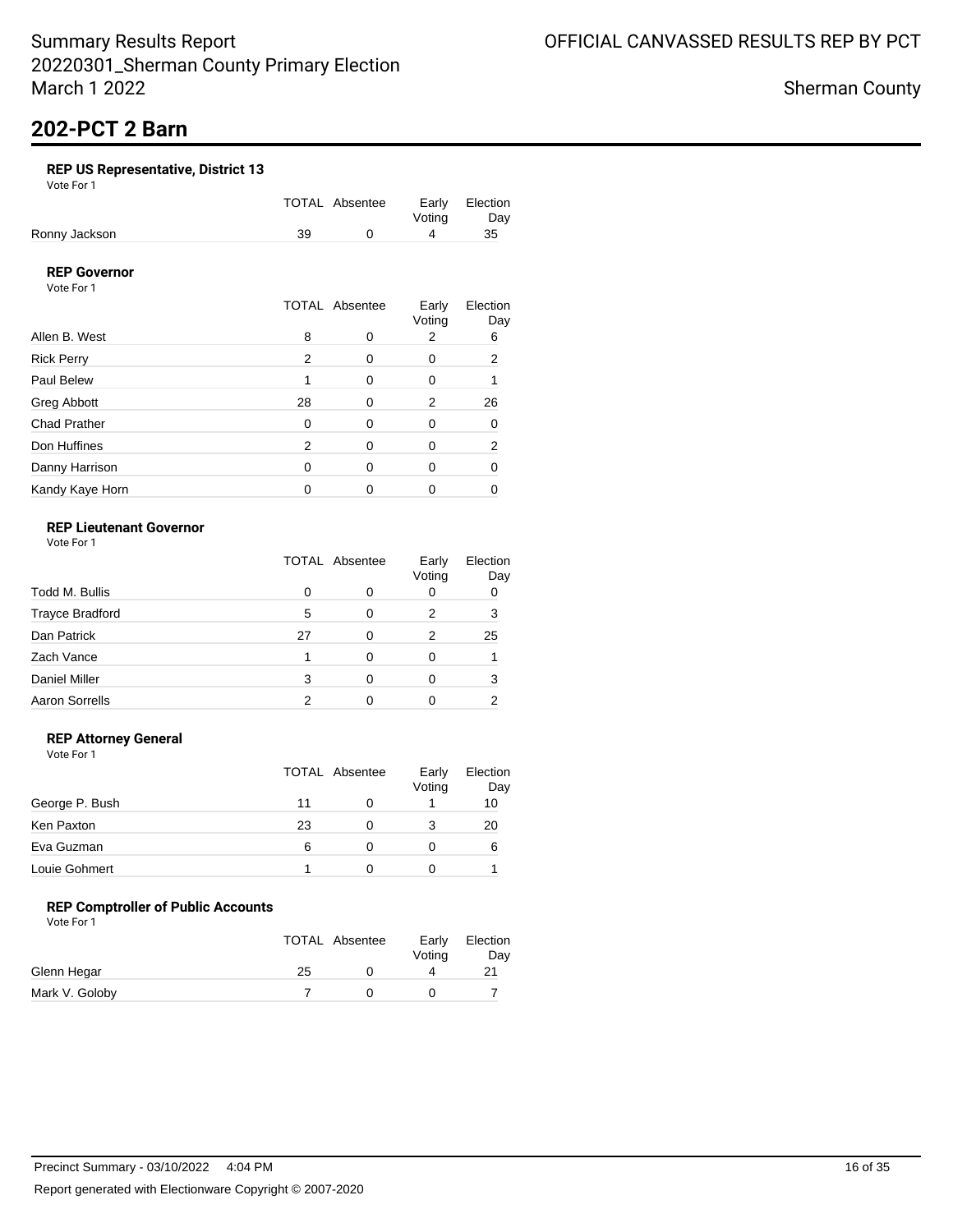## 202-PCT 2 Barn

### REP US Representative, District 13

Vote For 1

| | TOTAL | Absentee | Early Voting | Election Day |
|---|---|---|---|---|
| Ronny Jackson | 39 | 0 | 4 | 35 |

### REP Governor

Vote For 1

| | TOTAL | Absentee | Early Voting | Election Day |
|---|---|---|---|---|
| Allen B. West | 8 | 0 | 2 | 6 |
| Rick Perry | 2 | 0 | 0 | 2 |
| Paul Belew | 1 | 0 | 0 | 1 |
| Greg Abbott | 28 | 0 | 2 | 26 |
| Chad Prather | 0 | 0 | 0 | 0 |
| Don Huffines | 2 | 0 | 0 | 2 |
| Danny Harrison | 0 | 0 | 0 | 0 |
| Kandy Kaye Horn | 0 | 0 | 0 | 0 |

### REP Lieutenant Governor

Vote For 1

| | TOTAL | Absentee | Early Voting | Election Day |
|---|---|---|---|---|
| Todd M. Bullis | 0 | 0 | 0 | 0 |
| Trayce Bradford | 5 | 0 | 2 | 3 |
| Dan Patrick | 27 | 0 | 2 | 25 |
| Zach Vance | 1 | 0 | 0 | 1 |
| Daniel Miller | 3 | 0 | 0 | 3 |
| Aaron Sorrells | 2 | 0 | 0 | 2 |

### REP Attorney General

Vote For 1

| | TOTAL | Absentee | Early Voting | Election Day |
|---|---|---|---|---|
| George P. Bush | 11 | 0 | 1 | 10 |
| Ken Paxton | 23 | 0 | 3 | 20 |
| Eva Guzman | 6 | 0 | 0 | 6 |
| Louie Gohmert | 1 | 0 | 0 | 1 |

### REP Comptroller of Public Accounts

Vote For 1

| | TOTAL | Absentee | Early Voting | Election Day |
|---|---|---|---|---|
| Glenn Hegar | 25 | 0 | 4 | 21 |
| Mark V. Goloby | 7 | 0 | 0 | 7 |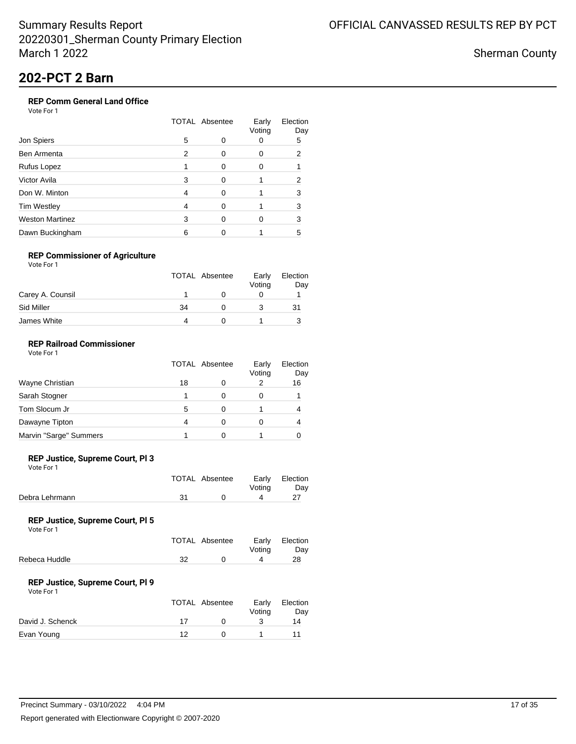## 202-PCT 2 Barn

### REP Comm General Land Office

Vote For 1

| | TOTAL | Absentee | Early Voting | Election Day |
|---|---|---|---|---|
| Jon Spiers | 5 | 0 | 0 | 5 |
| Ben Armenta | 2 | 0 | 0 | 2 |
| Rufus Lopez | 1 | 0 | 0 | 1 |
| Victor Avila | 3 | 0 | 1 | 2 |
| Don W. Minton | 4 | 0 | 1 | 3 |
| Tim Westley | 4 | 0 | 1 | 3 |
| Weston Martinez | 3 | 0 | 0 | 3 |
| Dawn Buckingham | 6 | 0 | 1 | 5 |

### REP Commissioner of Agriculture

Vote For 1

| | TOTAL | Absentee | Early Voting | Election Day |
|---|---|---|---|---|
| Carey A. Counsil | 1 | 0 | 0 | 1 |
| Sid Miller | 34 | 0 | 3 | 31 |
| James White | 4 | 0 | 1 | 3 |

### REP Railroad Commissioner

Vote For 1

| | TOTAL | Absentee | Early Voting | Election Day |
|---|---|---|---|---|
| Wayne Christian | 18 | 0 | 2 | 16 |
| Sarah Stogner | 1 | 0 | 0 | 1 |
| Tom Slocum Jr | 5 | 0 | 1 | 4 |
| Dawayne Tipton | 4 | 0 | 0 | 4 |
| Marvin "Sarge" Summers | 1 | 0 | 1 | 0 |

### REP Justice, Supreme Court, Pl 3

Vote For 1

| | TOTAL | Absentee | Early Voting | Election Day |
|---|---|---|---|---|
| Debra Lehrmann | 31 | 0 | 4 | 27 |

### REP Justice, Supreme Court, Pl 5

Vote For 1

| | TOTAL | Absentee | Early Voting | Election Day |
|---|---|---|---|---|
| Rebeca Huddle | 32 | 0 | 4 | 28 |

### REP Justice, Supreme Court, Pl 9

Vote For 1

| | TOTAL | Absentee | Early Voting | Election Day |
|---|---|---|---|---|
| David J. Schenck | 17 | 0 | 3 | 14 |
| Evan Young | 12 | 0 | 1 | 11 |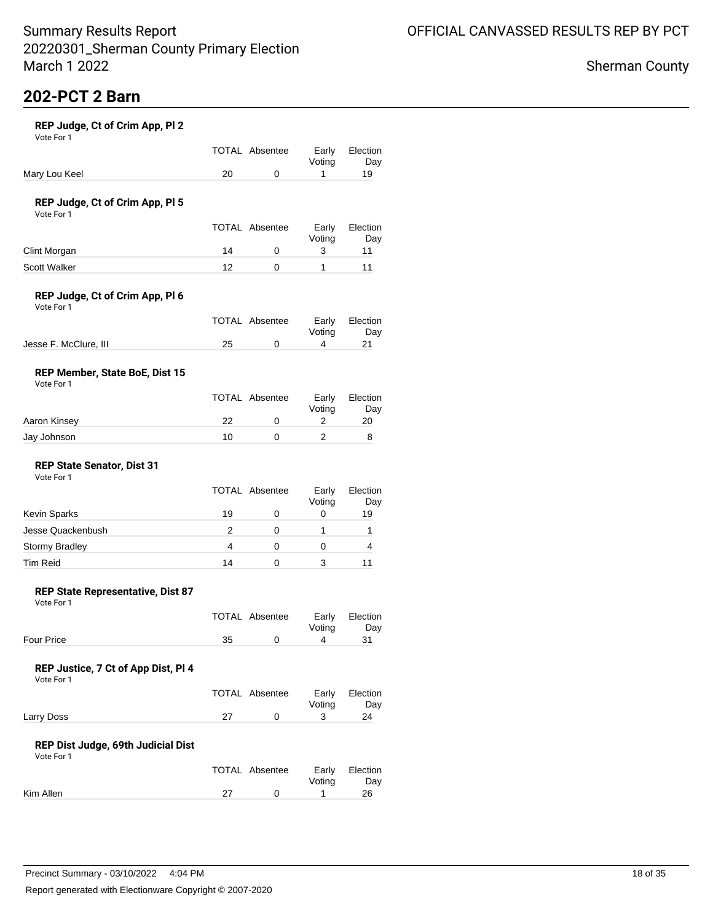## 202-PCT 2 Barn

### REP Judge, Ct of Crim App, Pl 2

Vote For 1

| | TOTAL | Absentee | Early Voting | Election Day |
|---|---|---|---|---|
| Mary Lou Keel | 20 | 0 | 1 | 19 |

### REP Judge, Ct of Crim App, Pl 5

Vote For 1

| | TOTAL | Absentee | Early Voting | Election Day |
|---|---|---|---|---|
| Clint Morgan | 14 | 0 | 3 | 11 |
| Scott Walker | 12 | 0 | 1 | 11 |

### REP Judge, Ct of Crim App, Pl 6

Vote For 1

| | TOTAL | Absentee | Early Voting | Election Day |
|---|---|---|---|---|
| Jesse F. McClure, III | 25 | 0 | 4 | 21 |

### REP Member, State BoE, Dist 15

Vote For 1

| | TOTAL | Absentee | Early Voting | Election Day |
|---|---|---|---|---|
| Aaron Kinsey | 22 | 0 | 2 | 20 |
| Jay Johnson | 10 | 0 | 2 | 8 |

### REP State Senator, Dist 31

Vote For 1

| | TOTAL | Absentee | Early Voting | Election Day |
|---|---|---|---|---|
| Kevin Sparks | 19 | 0 | 0 | 19 |
| Jesse Quackenbush | 2 | 0 | 1 | 1 |
| Stormy Bradley | 4 | 0 | 0 | 4 |
| Tim Reid | 14 | 0 | 3 | 11 |

### REP State Representative, Dist 87

Vote For 1

| | TOTAL | Absentee | Early Voting | Election Day |
|---|---|---|---|---|
| Four Price | 35 | 0 | 4 | 31 |

### REP Justice, 7 Ct of App Dist, Pl 4

Vote For 1

| | TOTAL | Absentee | Early Voting | Election Day |
|---|---|---|---|---|
| Larry Doss | 27 | 0 | 3 | 24 |

### REP Dist Judge, 69th Judicial Dist

Vote For 1

| | TOTAL | Absentee | Early Voting | Election Day |
|---|---|---|---|---|
| Kim Allen | 27 | 0 | 1 | 26 |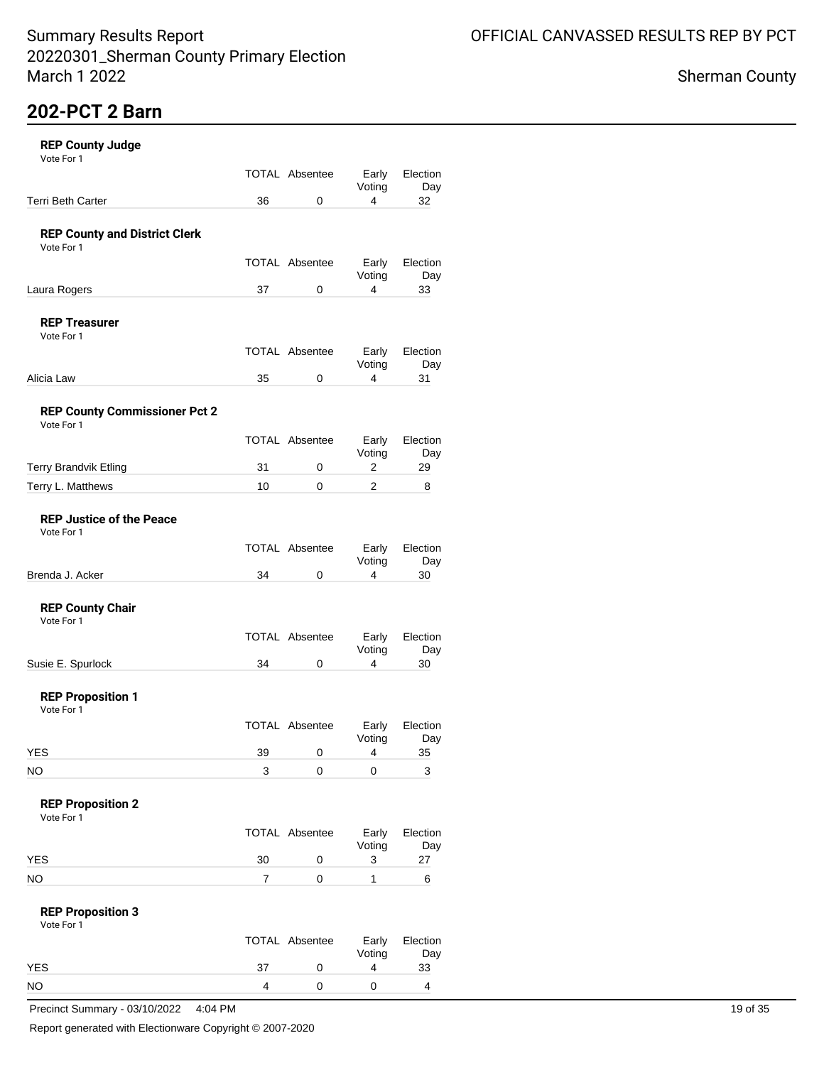# 202-PCT 2 Barn

### REP County Judge
Vote For 1

| | TOTAL | Absentee | Early Voting | Election Day |
|---|---|---|---|---|
| Terri Beth Carter | 36 | 0 | 4 | 32 |

### REP County and District Clerk
Vote For 1

| | TOTAL | Absentee | Early Voting | Election Day |
|---|---|---|---|---|
| Laura Rogers | 37 | 0 | 4 | 33 |

### REP Treasurer
Vote For 1

| | TOTAL | Absentee | Early Voting | Election Day |
|---|---|---|---|---|
| Alicia Law | 35 | 0 | 4 | 31 |

### REP County Commissioner Pct 2
Vote For 1

| | TOTAL | Absentee | Early Voting | Election Day |
|---|---|---|---|---|
| Terry Brandvik Etling | 31 | 0 | 2 | 29 |
| Terry L. Matthews | 10 | 0 | 2 | 8 |

### REP Justice of the Peace
Vote For 1

| | TOTAL | Absentee | Early Voting | Election Day |
|---|---|---|---|---|
| Brenda J. Acker | 34 | 0 | 4 | 30 |

### REP County Chair
Vote For 1

| | TOTAL | Absentee | Early Voting | Election Day |
|---|---|---|---|---|
| Susie E. Spurlock | 34 | 0 | 4 | 30 |

### REP Proposition 1
Vote For 1

| | TOTAL | Absentee | Early Voting | Election Day |
|---|---|---|---|---|
| YES | 39 | 0 | 4 | 35 |
| NO | 3 | 0 | 0 | 3 |

### REP Proposition 2
Vote For 1

| | TOTAL | Absentee | Early Voting | Election Day |
|---|---|---|---|---|
| YES | 30 | 0 | 3 | 27 |
| NO | 7 | 0 | 1 | 6 |

### REP Proposition 3
Vote For 1

| | TOTAL | Absentee | Early Voting | Election Day |
|---|---|---|---|---|
| YES | 37 | 0 | 4 | 33 |
| NO | 4 | 0 | 0 | 4 |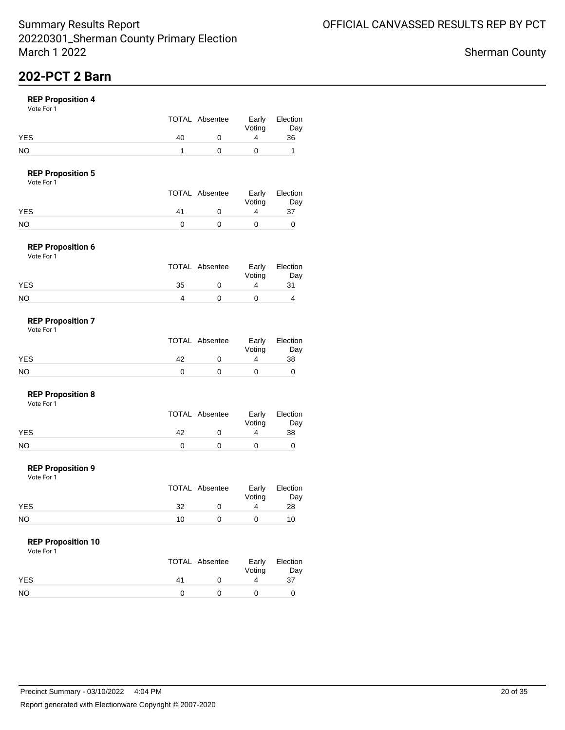Summary Results Report
20220301_Sherman County Primary Election
March 1 2022

OFFICIAL CANVASSED RESULTS REP BY PCT

Sherman County

# 202-PCT 2 Barn

### REP Proposition 4

Vote For 1

| | TOTAL | Absentee | Early Voting | Election Day |
|---|---|---|---|---|
| YES | 40 | 0 | 4 | 36 |
| NO | 1 | 0 | 0 | 1 |

### REP Proposition 5

Vote For 1

| | TOTAL | Absentee | Early Voting | Election Day |
|---|---|---|---|---|
| YES | 41 | 0 | 4 | 37 |
| NO | 0 | 0 | 0 | 0 |

### REP Proposition 6

Vote For 1

| | TOTAL | Absentee | Early Voting | Election Day |
|---|---|---|---|---|
| YES | 35 | 0 | 4 | 31 |
| NO | 4 | 0 | 0 | 4 |

### REP Proposition 7

Vote For 1

| | TOTAL | Absentee | Early Voting | Election Day |
|---|---|---|---|---|
| YES | 42 | 0 | 4 | 38 |
| NO | 0 | 0 | 0 | 0 |

### REP Proposition 8

Vote For 1

| | TOTAL | Absentee | Early Voting | Election Day |
|---|---|---|---|---|
| YES | 42 | 0 | 4 | 38 |
| NO | 0 | 0 | 0 | 0 |

### REP Proposition 9

Vote For 1

| | TOTAL | Absentee | Early Voting | Election Day |
|---|---|---|---|---|
| YES | 32 | 0 | 4 | 28 |
| NO | 10 | 0 | 0 | 10 |

### REP Proposition 10

Vote For 1

| | TOTAL | Absentee | Early Voting | Election Day |
|---|---|---|---|---|
| YES | 41 | 0 | 4 | 37 |
| NO | 0 | 0 | 0 | 0 |

Precinct Summary - 03/10/2022 4:04 PM

Report generated with Electionware Copyright © 2007-2020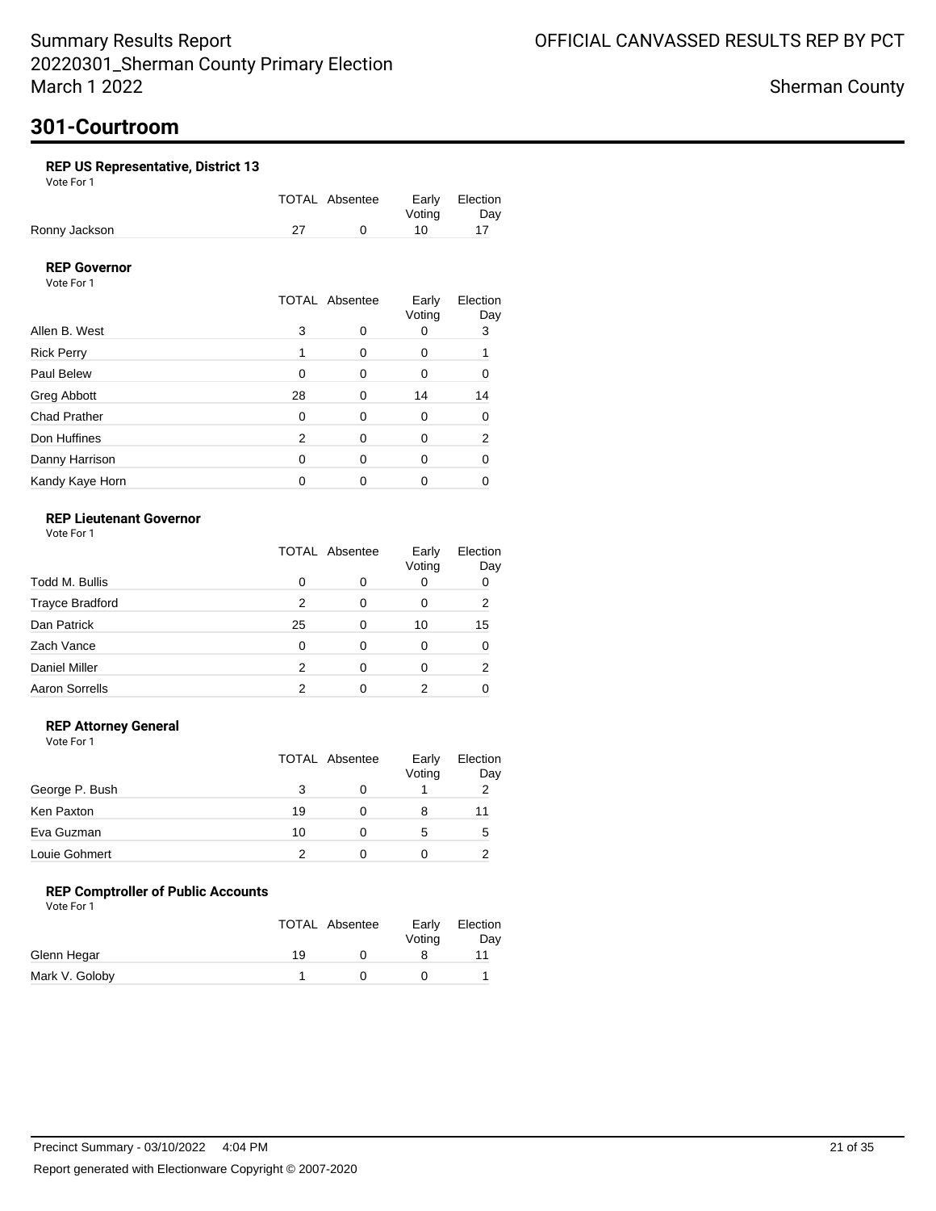Summary Results Report
20220301_Sherman County Primary Election
March 1 2022

OFFICIAL CANVASSED RESULTS REP BY PCT

Sherman County

# 301-Courtroom

### REP US Representative, District 13

Vote For 1

| | TOTAL | Absentee | Early Voting | Election Day |
|---|---|---|---|---|
| Ronny Jackson | 27 | 0 | 10 | 17 |

### REP Governor

Vote For 1

| | TOTAL | Absentee | Early Voting | Election Day |
|---|---|---|---|---|
| Allen B. West | 3 | 0 | 0 | 3 |
| Rick Perry | 1 | 0 | 0 | 1 |
| Paul Belew | 0 | 0 | 0 | 0 |
| Greg Abbott | 28 | 0 | 14 | 14 |
| Chad Prather | 0 | 0 | 0 | 0 |
| Don Huffines | 2 | 0 | 0 | 2 |
| Danny Harrison | 0 | 0 | 0 | 0 |
| Kandy Kaye Horn | 0 | 0 | 0 | 0 |

### REP Lieutenant Governor

Vote For 1

| | TOTAL | Absentee | Early Voting | Election Day |
|---|---|---|---|---|
| Todd M. Bullis | 0 | 0 | 0 | 0 |
| Trayce Bradford | 2 | 0 | 0 | 2 |
| Dan Patrick | 25 | 0 | 10 | 15 |
| Zach Vance | 0 | 0 | 0 | 0 |
| Daniel Miller | 2 | 0 | 0 | 2 |
| Aaron Sorrells | 2 | 0 | 2 | 0 |

### REP Attorney General

Vote For 1

| | TOTAL | Absentee | Early Voting | Election Day |
|---|---|---|---|---|
| George P. Bush | 3 | 0 | 1 | 2 |
| Ken Paxton | 19 | 0 | 8 | 11 |
| Eva Guzman | 10 | 0 | 5 | 5 |
| Louie Gohmert | 2 | 0 | 0 | 2 |

### REP Comptroller of Public Accounts

Vote For 1

| | TOTAL | Absentee | Early Voting | Election Day |
|---|---|---|---|---|
| Glenn Hegar | 19 | 0 | 8 | 11 |
| Mark V. Goloby | 1 | 0 | 0 | 1 |

Precinct Summary - 03/10/2022 4:04 PM

Report generated with Electionware Copyright © 2007-2020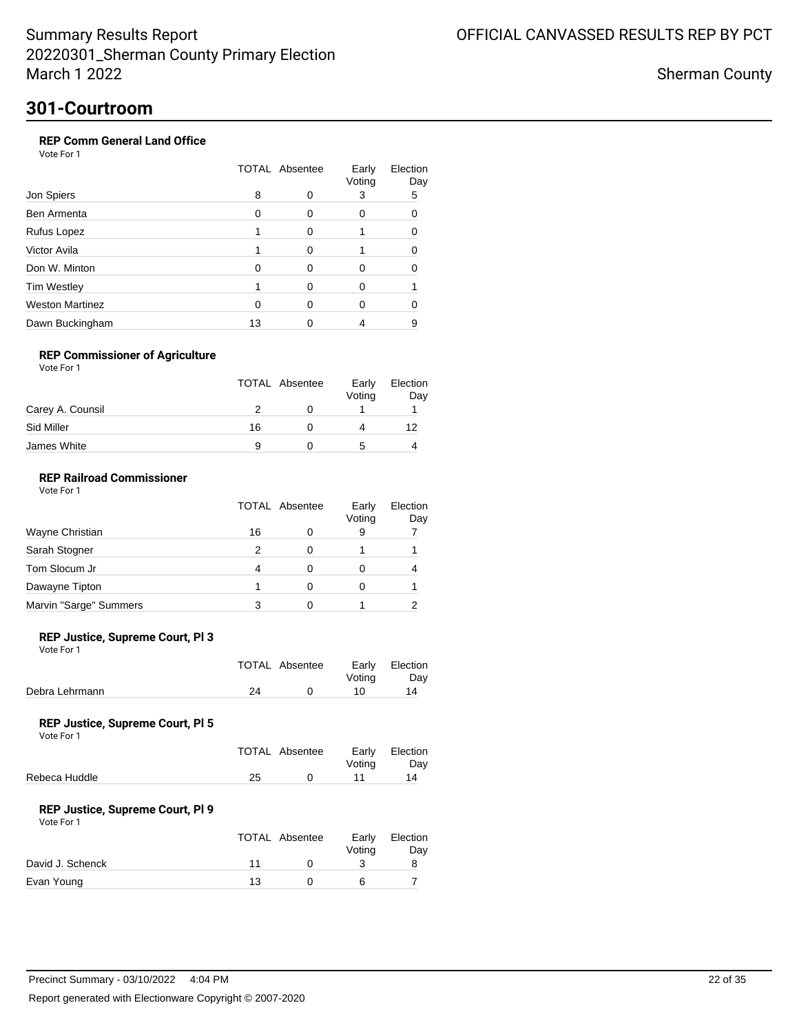# 301-Courtroom

### REP Comm General Land Office

Vote For 1

| | TOTAL | Absentee | Early Voting | Election Day |
|---|---|---|---|---|
| Jon Spiers | 8 | 0 | 3 | 5 |
| Ben Armenta | 0 | 0 | 0 | 0 |
| Rufus Lopez | 1 | 0 | 1 | 0 |
| Victor Avila | 1 | 0 | 1 | 0 |
| Don W. Minton | 0 | 0 | 0 | 0 |
| Tim Westley | 1 | 0 | 0 | 1 |
| Weston Martinez | 0 | 0 | 0 | 0 |
| Dawn Buckingham | 13 | 0 | 4 | 9 |

### REP Commissioner of Agriculture

Vote For 1

| | TOTAL | Absentee | Early Voting | Election Day |
|---|---|---|---|---|
| Carey A. Counsil | 2 | 0 | 1 | 1 |
| Sid Miller | 16 | 0 | 4 | 12 |
| James White | 9 | 0 | 5 | 4 |

### REP Railroad Commissioner

Vote For 1

| | TOTAL | Absentee | Early Voting | Election Day |
|---|---|---|---|---|
| Wayne Christian | 16 | 0 | 9 | 7 |
| Sarah Stogner | 2 | 0 | 1 | 1 |
| Tom Slocum Jr | 4 | 0 | 0 | 4 |
| Dawayne Tipton | 1 | 0 | 0 | 1 |
| Marvin "Sarge" Summers | 3 | 0 | 1 | 2 |

### REP Justice, Supreme Court, Pl 3

Vote For 1

| | TOTAL | Absentee | Early Voting | Election Day |
|---|---|---|---|---|
| Debra Lehrmann | 24 | 0 | 10 | 14 |

### REP Justice, Supreme Court, Pl 5

Vote For 1

| | TOTAL | Absentee | Early Voting | Election Day |
|---|---|---|---|---|
| Rebeca Huddle | 25 | 0 | 11 | 14 |

### REP Justice, Supreme Court, Pl 9

Vote For 1

| | TOTAL | Absentee | Early Voting | Election Day |
|---|---|---|---|---|
| David J. Schenck | 11 | 0 | 3 | 8 |
| Evan Young | 13 | 0 | 6 | 7 |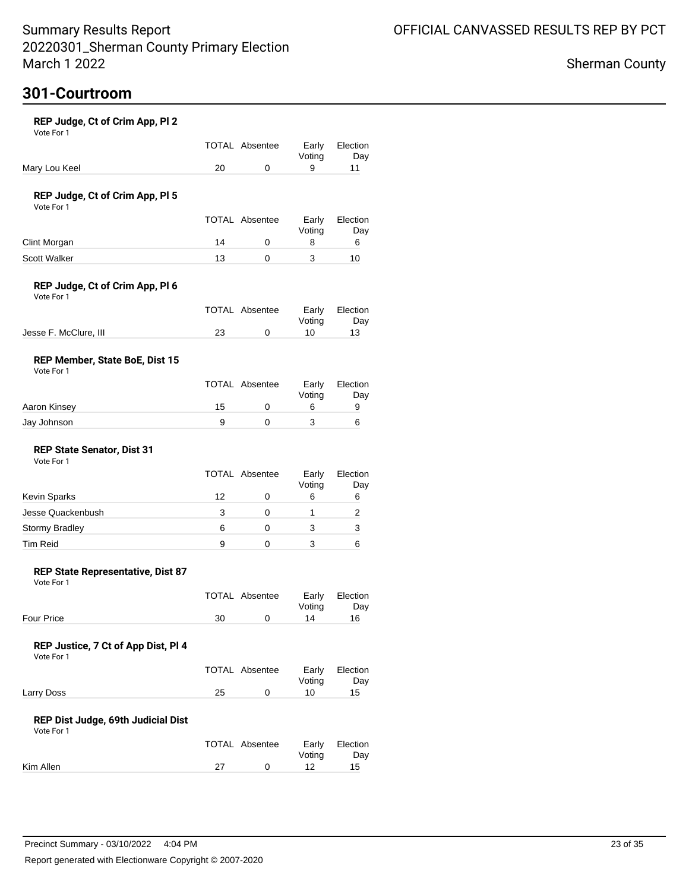Summary Results Report
20220301_Sherman County Primary Election
March 1 2022

OFFICIAL CANVASSED RESULTS REP BY PCT

Sherman County

## 301-Courtroom

### REP Judge, Ct of Crim App, Pl 2

Vote For 1

| | TOTAL | Absentee | Early Voting | Election Day |
|---|---|---|---|---|
| Mary Lou Keel | 20 | 0 | 9 | 11 |

### REP Judge, Ct of Crim App, Pl 5

Vote For 1

| | TOTAL | Absentee | Early Voting | Election Day |
|---|---|---|---|---|
| Clint Morgan | 14 | 0 | 8 | 6 |
| Scott Walker | 13 | 0 | 3 | 10 |

### REP Judge, Ct of Crim App, Pl 6

Vote For 1

| | TOTAL | Absentee | Early Voting | Election Day |
|---|---|---|---|---|
| Jesse F. McClure, III | 23 | 0 | 10 | 13 |

### REP Member, State BoE, Dist 15

Vote For 1

| | TOTAL | Absentee | Early Voting | Election Day |
|---|---|---|---|---|
| Aaron Kinsey | 15 | 0 | 6 | 9 |
| Jay Johnson | 9 | 0 | 3 | 6 |

### REP State Senator, Dist 31

Vote For 1

| | TOTAL | Absentee | Early Voting | Election Day |
|---|---|---|---|---|
| Kevin Sparks | 12 | 0 | 6 | 6 |
| Jesse Quackenbush | 3 | 0 | 1 | 2 |
| Stormy Bradley | 6 | 0 | 3 | 3 |
| Tim Reid | 9 | 0 | 3 | 6 |

### REP State Representative, Dist 87

Vote For 1

| | TOTAL | Absentee | Early Voting | Election Day |
|---|---|---|---|---|
| Four Price | 30 | 0 | 14 | 16 |

### REP Justice, 7 Ct of App Dist, Pl 4

Vote For 1

| | TOTAL | Absentee | Early Voting | Election Day |
|---|---|---|---|---|
| Larry Doss | 25 | 0 | 10 | 15 |

### REP Dist Judge, 69th Judicial Dist

Vote For 1

| | TOTAL | Absentee | Early Voting | Election Day |
|---|---|---|---|---|
| Kim Allen | 27 | 0 | 12 | 15 |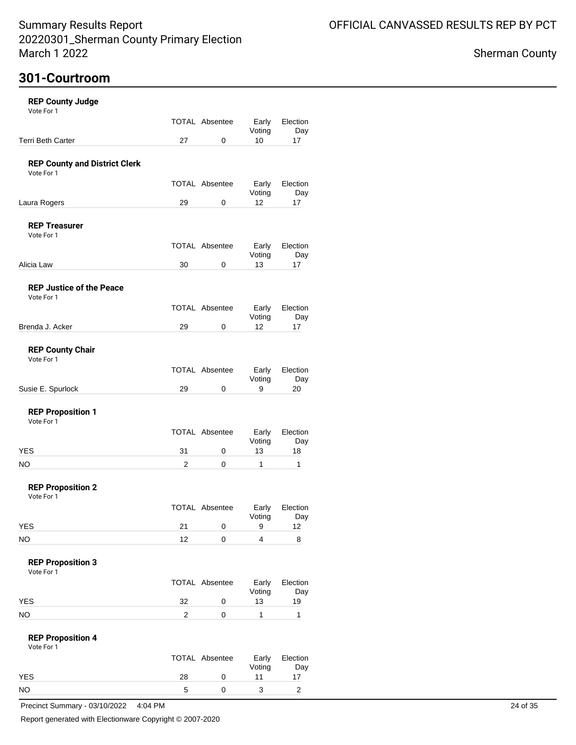# Summary Results Report
## 20220301_Sherman County Primary Election
## March 1 2022

OFFICIAL CANVASSED RESULTS REP BY PCT

Sherman County

## 301-Courtroom

### REP County Judge
Vote For 1

| | TOTAL | Absentee | Early Voting | Election Day |
|---|---|---|---|---|
| Terri Beth Carter | 27 | 0 | 10 | 17 |

### REP County and District Clerk
Vote For 1

| | TOTAL | Absentee | Early Voting | Election Day |
|---|---|---|---|---|
| Laura Rogers | 29 | 0 | 12 | 17 |

### REP Treasurer
Vote For 1

| | TOTAL | Absentee | Early Voting | Election Day |
|---|---|---|---|---|
| Alicia Law | 30 | 0 | 13 | 17 |

### REP Justice of the Peace
Vote For 1

| | TOTAL | Absentee | Early Voting | Election Day |
|---|---|---|---|---|
| Brenda J. Acker | 29 | 0 | 12 | 17 |

### REP County Chair
Vote For 1

| | TOTAL | Absentee | Early Voting | Election Day |
|---|---|---|---|---|
| Susie E. Spurlock | 29 | 0 | 9 | 20 |

### REP Proposition 1
Vote For 1

| | TOTAL | Absentee | Early Voting | Election Day |
|---|---|---|---|---|
| YES | 31 | 0 | 13 | 18 |
| NO | 2 | 0 | 1 | 1 |

### REP Proposition 2
Vote For 1

| | TOTAL | Absentee | Early Voting | Election Day |
|---|---|---|---|---|
| YES | 21 | 0 | 9 | 12 |
| NO | 12 | 0 | 4 | 8 |

### REP Proposition 3
Vote For 1

| | TOTAL | Absentee | Early Voting | Election Day |
|---|---|---|---|---|
| YES | 32 | 0 | 13 | 19 |
| NO | 2 | 0 | 1 | 1 |

### REP Proposition 4
Vote For 1

| | TOTAL | Absentee | Early Voting | Election Day |
|---|---|---|---|---|
| YES | 28 | 0 | 11 | 17 |
| NO | 5 | 0 | 3 | 2 |

Precinct Summary - 03/10/2022 4:04 PM

Report generated with Electionware Copyright © 2007-2020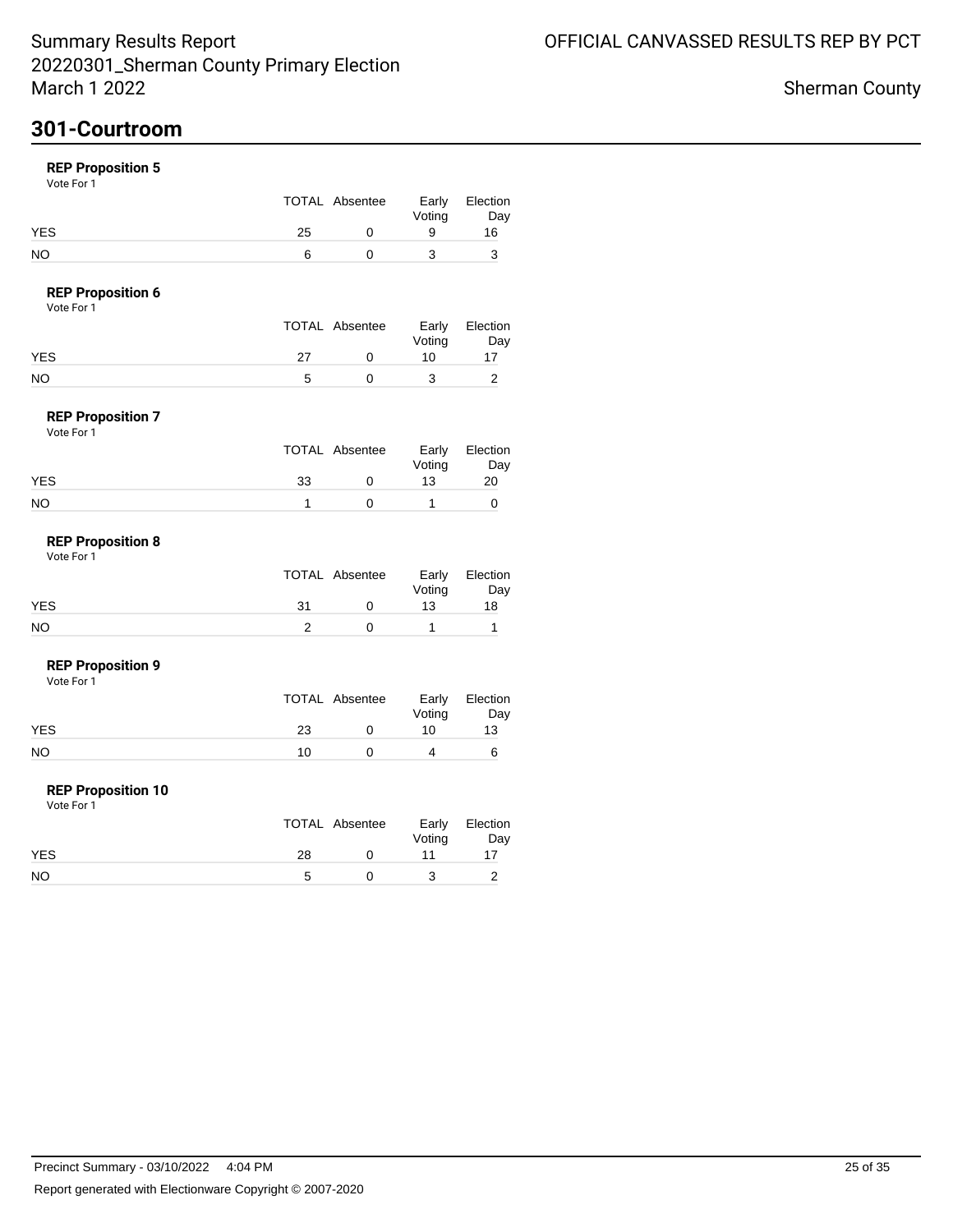# 301-Courtroom

### REP Proposition 5

Vote For 1

| | TOTAL | Absentee | Early Voting | Election Day |
|---|---|---|---|---|
| YES | 25 | 0 | 9 | 16 |
| NO | 6 | 0 | 3 | 3 |

### REP Proposition 6

Vote For 1

| | TOTAL | Absentee | Early Voting | Election Day |
|---|---|---|---|---|
| YES | 27 | 0 | 10 | 17 |
| NO | 5 | 0 | 3 | 2 |

### REP Proposition 7

Vote For 1

| | TOTAL | Absentee | Early Voting | Election Day |
|---|---|---|---|---|
| YES | 33 | 0 | 13 | 20 |
| NO | 1 | 0 | 1 | 0 |

### REP Proposition 8

Vote For 1

| | TOTAL | Absentee | Early Voting | Election Day |
|---|---|---|---|---|
| YES | 31 | 0 | 13 | 18 |
| NO | 2 | 0 | 1 | 1 |

### REP Proposition 9

Vote For 1

| | TOTAL | Absentee | Early Voting | Election Day |
|---|---|---|---|---|
| YES | 23 | 0 | 10 | 13 |
| NO | 10 | 0 | 4 | 6 |

### REP Proposition 10

Vote For 1

| | TOTAL | Absentee | Early Voting | Election Day |
|---|---|---|---|---|
| YES | 28 | 0 | 11 | 17 |
| NO | 5 | 0 | 3 | 2 |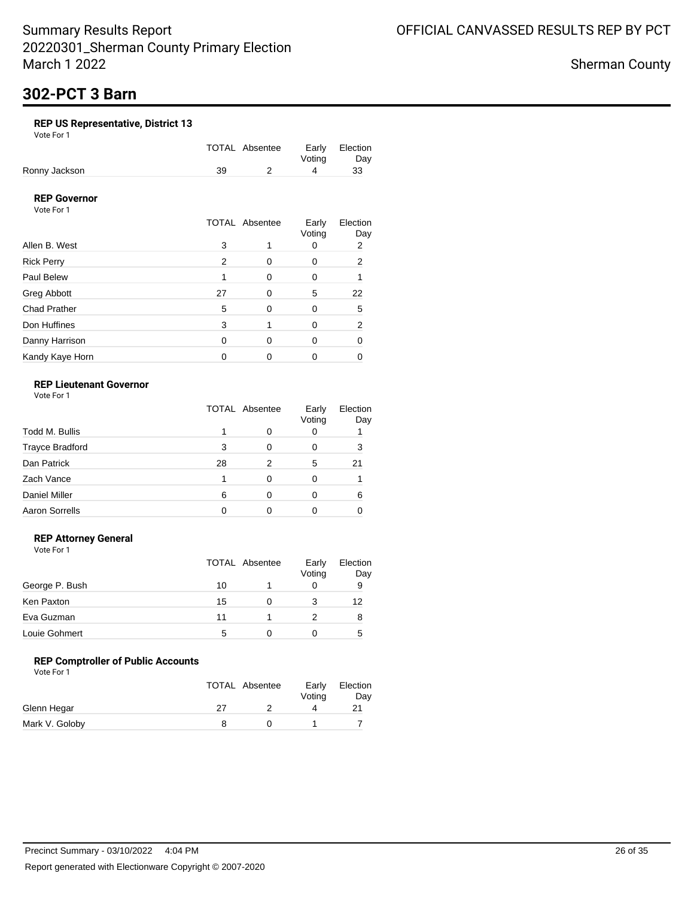# 302-PCT 3 Barn

### REP US Representative, District 13

Vote For 1

| | TOTAL | Absentee | Early Voting | Election Day |
|---|---|---|---|---|
| Ronny Jackson | 39 | 2 | 4 | 33 |

### REP Governor

Vote For 1

| | TOTAL | Absentee | Early Voting | Election Day |
|---|---|---|---|---|
| Allen B. West | 3 | 1 | 0 | 2 |
| Rick Perry | 2 | 0 | 0 | 2 |
| Paul Belew | 1 | 0 | 0 | 1 |
| Greg Abbott | 27 | 0 | 5 | 22 |
| Chad Prather | 5 | 0 | 0 | 5 |
| Don Huffines | 3 | 1 | 0 | 2 |
| Danny Harrison | 0 | 0 | 0 | 0 |
| Kandy Kaye Horn | 0 | 0 | 0 | 0 |

### REP Lieutenant Governor

Vote For 1

| | TOTAL | Absentee | Early Voting | Election Day |
|---|---|---|---|---|
| Todd M. Bullis | 1 | 0 | 0 | 1 |
| Trayce Bradford | 3 | 0 | 0 | 3 |
| Dan Patrick | 28 | 2 | 5 | 21 |
| Zach Vance | 1 | 0 | 0 | 1 |
| Daniel Miller | 6 | 0 | 0 | 6 |
| Aaron Sorrells | 0 | 0 | 0 | 0 |

### REP Attorney General

Vote For 1

| | TOTAL | Absentee | Early Voting | Election Day |
|---|---|---|---|---|
| George P. Bush | 10 | 1 | 0 | 9 |
| Ken Paxton | 15 | 0 | 3 | 12 |
| Eva Guzman | 11 | 1 | 2 | 8 |
| Louie Gohmert | 5 | 0 | 0 | 5 |

### REP Comptroller of Public Accounts

Vote For 1

| | TOTAL | Absentee | Early Voting | Election Day |
|---|---|---|---|---|
| Glenn Hegar | 27 | 2 | 4 | 21 |
| Mark V. Goloby | 8 | 0 | 1 | 7 |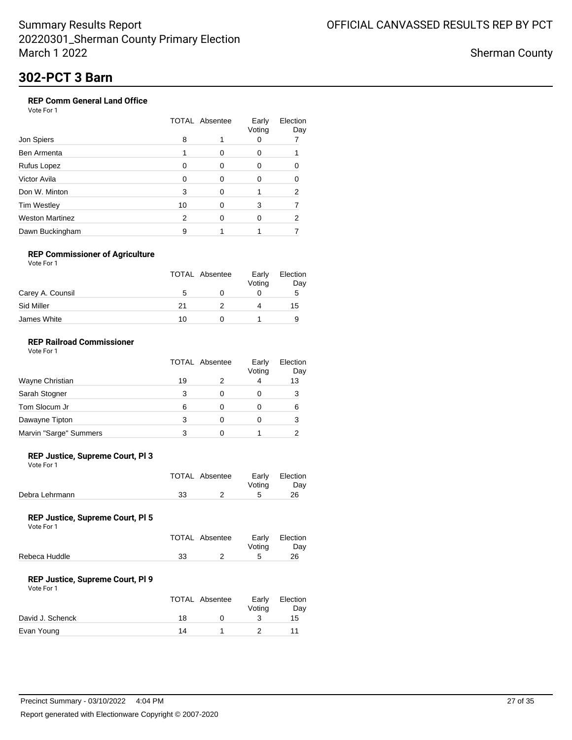# 302-PCT 3 Barn

### REP Comm General Land Office

Vote For 1

| | TOTAL | Absentee | Early Voting | Election Day |
|---|---|---|---|---|
| Jon Spiers | 8 | 1 | 0 | 7 |
| Ben Armenta | 1 | 0 | 0 | 1 |
| Rufus Lopez | 0 | 0 | 0 | 0 |
| Victor Avila | 0 | 0 | 0 | 0 |
| Don W. Minton | 3 | 0 | 1 | 2 |
| Tim Westley | 10 | 0 | 3 | 7 |
| Weston Martinez | 2 | 0 | 0 | 2 |
| Dawn Buckingham | 9 | 1 | 1 | 7 |

### REP Commissioner of Agriculture

Vote For 1

| | TOTAL | Absentee | Early Voting | Election Day |
|---|---|---|---|---|
| Carey A. Counsil | 5 | 0 | 0 | 5 |
| Sid Miller | 21 | 2 | 4 | 15 |
| James White | 10 | 0 | 1 | 9 |

### REP Railroad Commissioner

Vote For 1

| | TOTAL | Absentee | Early Voting | Election Day |
|---|---|---|---|---|
| Wayne Christian | 19 | 2 | 4 | 13 |
| Sarah Stogner | 3 | 0 | 0 | 3 |
| Tom Slocum Jr | 6 | 0 | 0 | 6 |
| Dawayne Tipton | 3 | 0 | 0 | 3 |
| Marvin "Sarge" Summers | 3 | 0 | 1 | 2 |

### REP Justice, Supreme Court, Pl 3

Vote For 1

| | TOTAL | Absentee | Early Voting | Election Day |
|---|---|---|---|---|
| Debra Lehrmann | 33 | 2 | 5 | 26 |

### REP Justice, Supreme Court, Pl 5

Vote For 1

| | TOTAL | Absentee | Early Voting | Election Day |
|---|---|---|---|---|
| Rebeca Huddle | 33 | 2 | 5 | 26 |

### REP Justice, Supreme Court, Pl 9

Vote For 1

| | TOTAL | Absentee | Early Voting | Election Day |
|---|---|---|---|---|
| David J. Schenck | 18 | 0 | 3 | 15 |
| Evan Young | 14 | 1 | 2 | 11 |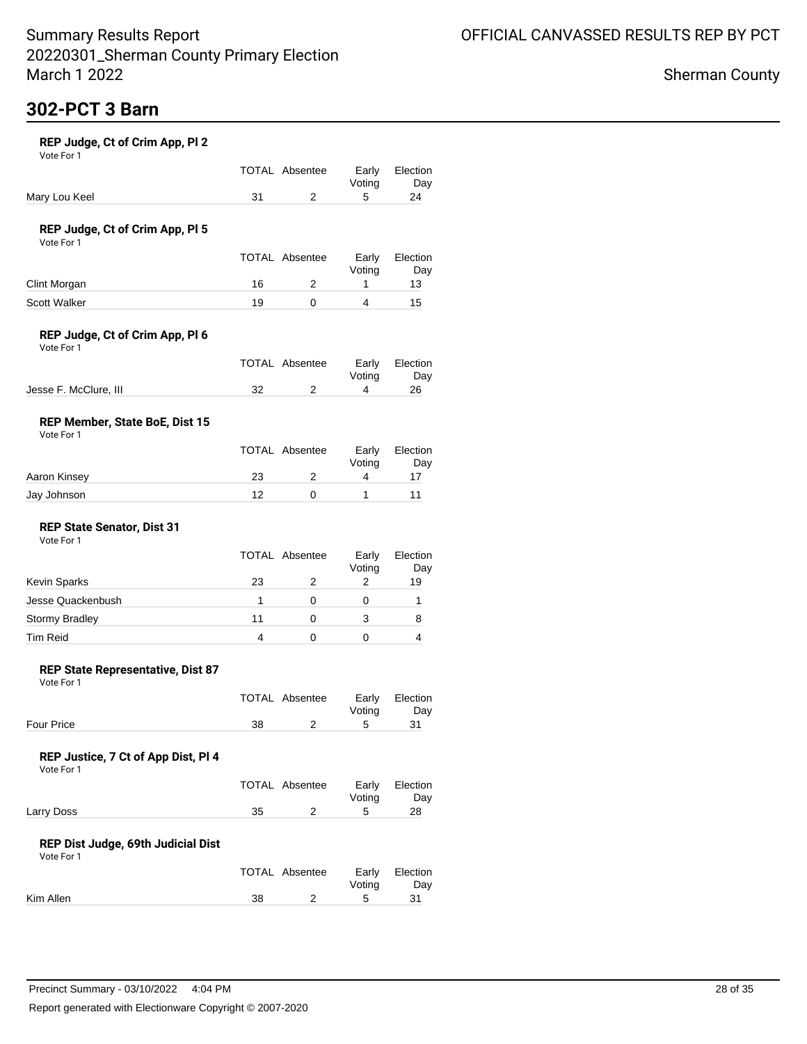# 302-PCT 3 Barn

### REP Judge, Ct of Crim App, Pl 2

Vote For 1

| | TOTAL | Absentee | Early Voting | Election Day |
|---|---|---|---|---|
| Mary Lou Keel | 31 | 2 | 5 | 24 |

### REP Judge, Ct of Crim App, Pl 5

Vote For 1

| | TOTAL | Absentee | Early Voting | Election Day |
|---|---|---|---|---|
| Clint Morgan | 16 | 2 | 1 | 13 |
| Scott Walker | 19 | 0 | 4 | 15 |

### REP Judge, Ct of Crim App, Pl 6

Vote For 1

| | TOTAL | Absentee | Early Voting | Election Day |
|---|---|---|---|---|
| Jesse F. McClure, III | 32 | 2 | 4 | 26 |

### REP Member, State BoE, Dist 15

Vote For 1

| | TOTAL | Absentee | Early Voting | Election Day |
|---|---|---|---|---|
| Aaron Kinsey | 23 | 2 | 4 | 17 |
| Jay Johnson | 12 | 0 | 1 | 11 |

### REP State Senator, Dist 31

Vote For 1

| | TOTAL | Absentee | Early Voting | Election Day |
|---|---|---|---|---|
| Kevin Sparks | 23 | 2 | 2 | 19 |
| Jesse Quackenbush | 1 | 0 | 0 | 1 |
| Stormy Bradley | 11 | 0 | 3 | 8 |
| Tim Reid | 4 | 0 | 0 | 4 |

### REP State Representative, Dist 87

Vote For 1

| | TOTAL | Absentee | Early Voting | Election Day |
|---|---|---|---|---|
| Four Price | 38 | 2 | 5 | 31 |

### REP Justice, 7 Ct of App Dist, Pl 4

Vote For 1

| | TOTAL | Absentee | Early Voting | Election Day |
|---|---|---|---|---|
| Larry Doss | 35 | 2 | 5 | 28 |

### REP Dist Judge, 69th Judicial Dist

Vote For 1

| | TOTAL | Absentee | Early Voting | Election Day |
|---|---|---|---|---|
| Kim Allen | 38 | 2 | 5 | 31 |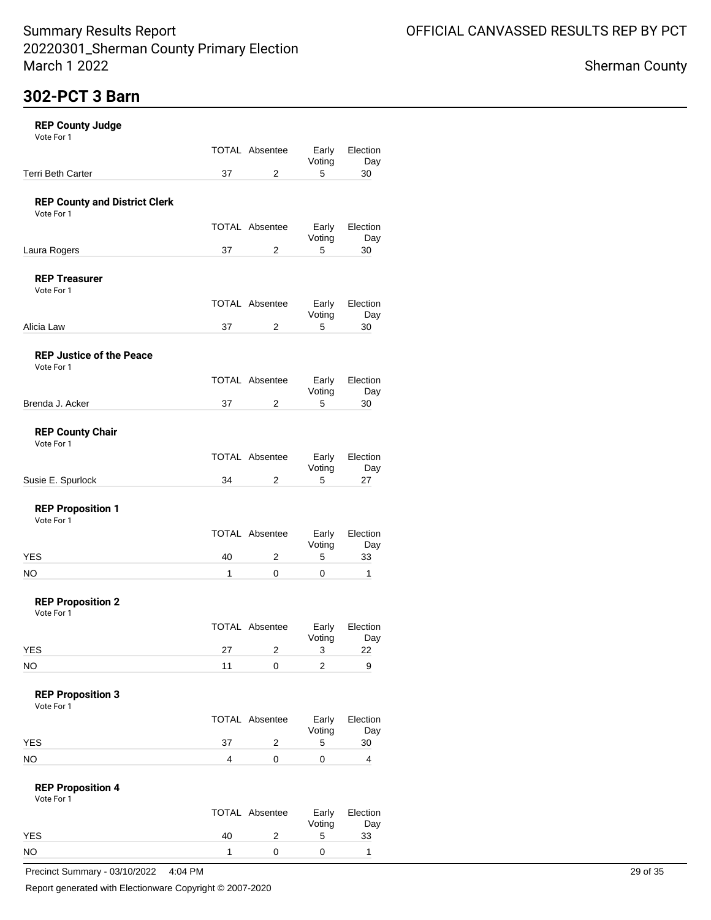# 302-PCT 3 Barn

### REP County Judge

Vote For 1

| | TOTAL | Absentee | Early Voting | Election Day |
|---|---|---|---|---|
| Terri Beth Carter | 37 | 2 | 5 | 30 |

### REP County and District Clerk

Vote For 1

| | TOTAL | Absentee | Early Voting | Election Day |
|---|---|---|---|---|
| Laura Rogers | 37 | 2 | 5 | 30 |

### REP Treasurer

Vote For 1

| | TOTAL | Absentee | Early Voting | Election Day |
|---|---|---|---|---|
| Alicia Law | 37 | 2 | 5 | 30 |

### REP Justice of the Peace

Vote For 1

| | TOTAL | Absentee | Early Voting | Election Day |
|---|---|---|---|---|
| Brenda J. Acker | 37 | 2 | 5 | 30 |

### REP County Chair

Vote For 1

| | TOTAL | Absentee | Early Voting | Election Day |
|---|---|---|---|---|
| Susie E. Spurlock | 34 | 2 | 5 | 27 |

### REP Proposition 1

Vote For 1

| | TOTAL | Absentee | Early Voting | Election Day |
|---|---|---|---|---|
| YES | 40 | 2 | 5 | 33 |
| NO | 1 | 0 | 0 | 1 |

### REP Proposition 2

Vote For 1

| | TOTAL | Absentee | Early Voting | Election Day |
|---|---|---|---|---|
| YES | 27 | 2 | 3 | 22 |
| NO | 11 | 0 | 2 | 9 |

### REP Proposition 3

Vote For 1

| | TOTAL | Absentee | Early Voting | Election Day |
|---|---|---|---|---|
| YES | 37 | 2 | 5 | 30 |
| NO | 4 | 0 | 0 | 4 |

### REP Proposition 4

Vote For 1

| | TOTAL | Absentee | Early Voting | Election Day |
|---|---|---|---|---|
| YES | 40 | 2 | 5 | 33 |
| NO | 1 | 0 | 0 | 1 |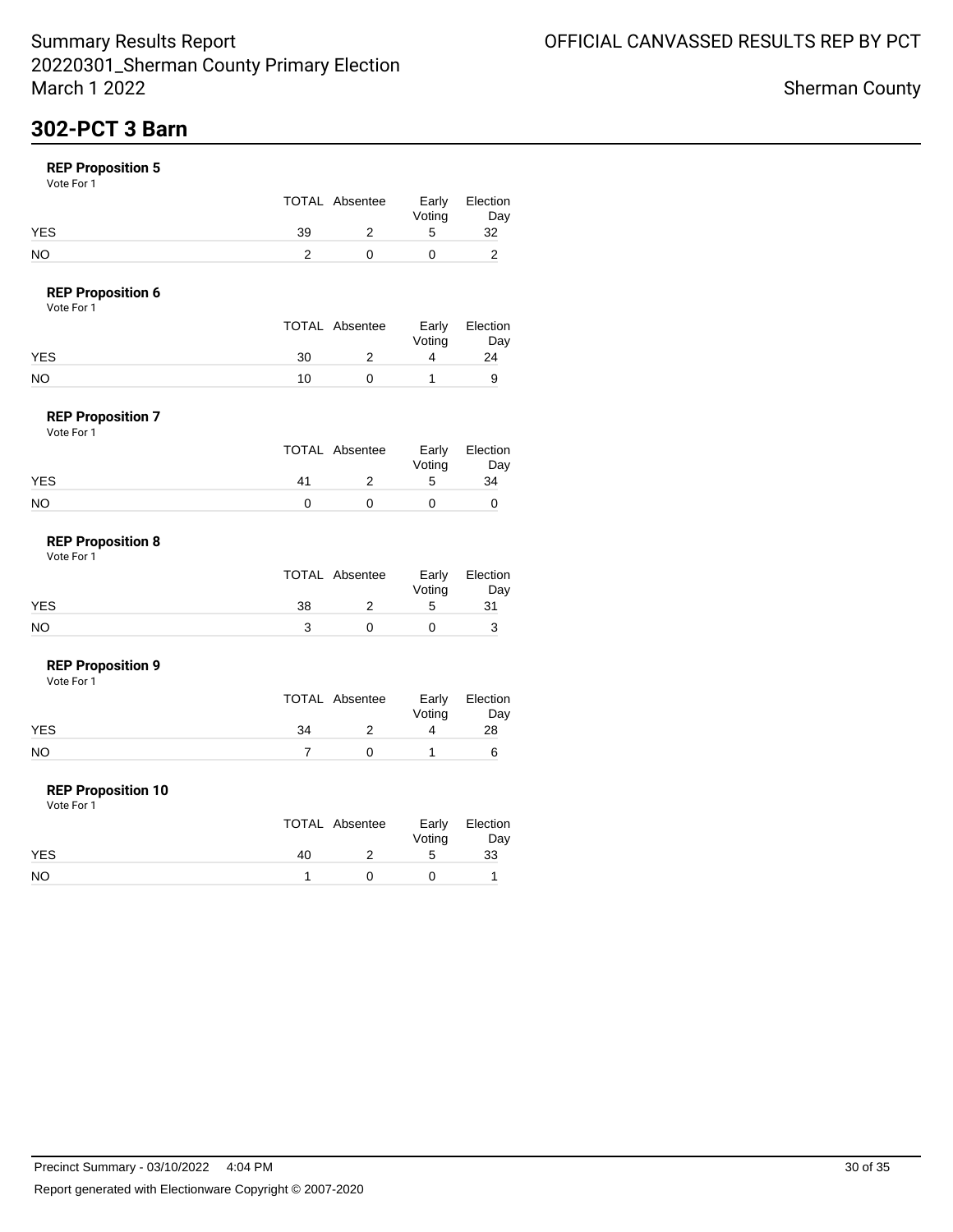## 302-PCT 3 Barn

### REP Proposition 5

Vote For 1

| | TOTAL | Absentee | Early Voting | Election Day |
|---|---|---|---|---|
| YES | 39 | 2 | 5 | 32 |
| NO | 2 | 0 | 0 | 2 |

### REP Proposition 6

Vote For 1

| | TOTAL | Absentee | Early Voting | Election Day |
|---|---|---|---|---|
| YES | 30 | 2 | 4 | 24 |
| NO | 10 | 0 | 1 | 9 |

### REP Proposition 7

Vote For 1

| | TOTAL | Absentee | Early Voting | Election Day |
|---|---|---|---|---|
| YES | 41 | 2 | 5 | 34 |
| NO | 0 | 0 | 0 | 0 |

### REP Proposition 8

Vote For 1

| | TOTAL | Absentee | Early Voting | Election Day |
|---|---|---|---|---|
| YES | 38 | 2 | 5 | 31 |
| NO | 3 | 0 | 0 | 3 |

### REP Proposition 9

Vote For 1

| | TOTAL | Absentee | Early Voting | Election Day |
|---|---|---|---|---|
| YES | 34 | 2 | 4 | 28 |
| NO | 7 | 0 | 1 | 6 |

### REP Proposition 10

Vote For 1

| | TOTAL | Absentee | Early Voting | Election Day |
|---|---|---|---|---|
| YES | 40 | 2 | 5 | 33 |
| NO | 1 | 0 | 0 | 1 |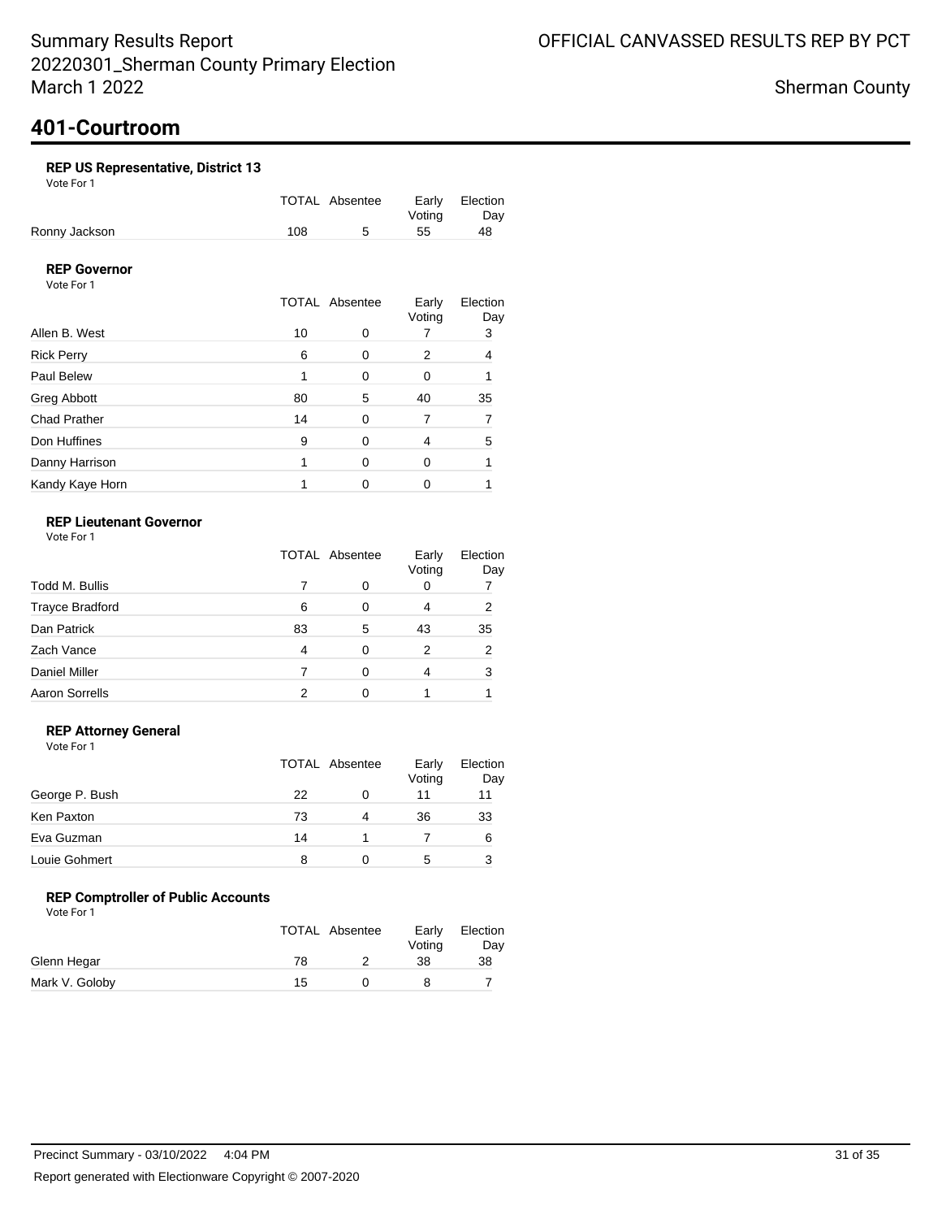Summary Results Report
20220301_Sherman County Primary Election
March 1 2022

OFFICIAL CANVASSED RESULTS REP BY PCT

Sherman County

# 401-Courtroom

### REP US Representative, District 13

Vote For 1

| | TOTAL | Absentee | Early Voting | Election Day |
|---|---|---|---|---|
| Ronny Jackson | 108 | 5 | 55 | 48 |

### REP Governor

Vote For 1

| | TOTAL | Absentee | Early Voting | Election Day |
|---|---|---|---|---|
| Allen B. West | 10 | 0 | 7 | 3 |
| Rick Perry | 6 | 0 | 2 | 4 |
| Paul Belew | 1 | 0 | 0 | 1 |
| Greg Abbott | 80 | 5 | 40 | 35 |
| Chad Prather | 14 | 0 | 7 | 7 |
| Don Huffines | 9 | 0 | 4 | 5 |
| Danny Harrison | 1 | 0 | 0 | 1 |
| Kandy Kaye Horn | 1 | 0 | 0 | 1 |

### REP Lieutenant Governor

Vote For 1

| | TOTAL | Absentee | Early Voting | Election Day |
|---|---|---|---|---|
| Todd M. Bullis | 7 | 0 | 0 | 7 |
| Trayce Bradford | 6 | 0 | 4 | 2 |
| Dan Patrick | 83 | 5 | 43 | 35 |
| Zach Vance | 4 | 0 | 2 | 2 |
| Daniel Miller | 7 | 0 | 4 | 3 |
| Aaron Sorrells | 2 | 0 | 1 | 1 |

### REP Attorney General

Vote For 1

| | TOTAL | Absentee | Early Voting | Election Day |
|---|---|---|---|---|
| George P. Bush | 22 | 0 | 11 | 11 |
| Ken Paxton | 73 | 4 | 36 | 33 |
| Eva Guzman | 14 | 1 | 7 | 6 |
| Louie Gohmert | 8 | 0 | 5 | 3 |

### REP Comptroller of Public Accounts

Vote For 1

| | TOTAL | Absentee | Early Voting | Election Day |
|---|---|---|---|---|
| Glenn Hegar | 78 | 2 | 38 | 38 |
| Mark V. Goloby | 15 | 0 | 8 | 7 |

Precinct Summary - 03/10/2022 4:04 PM

Report generated with Electionware Copyright © 2007-2020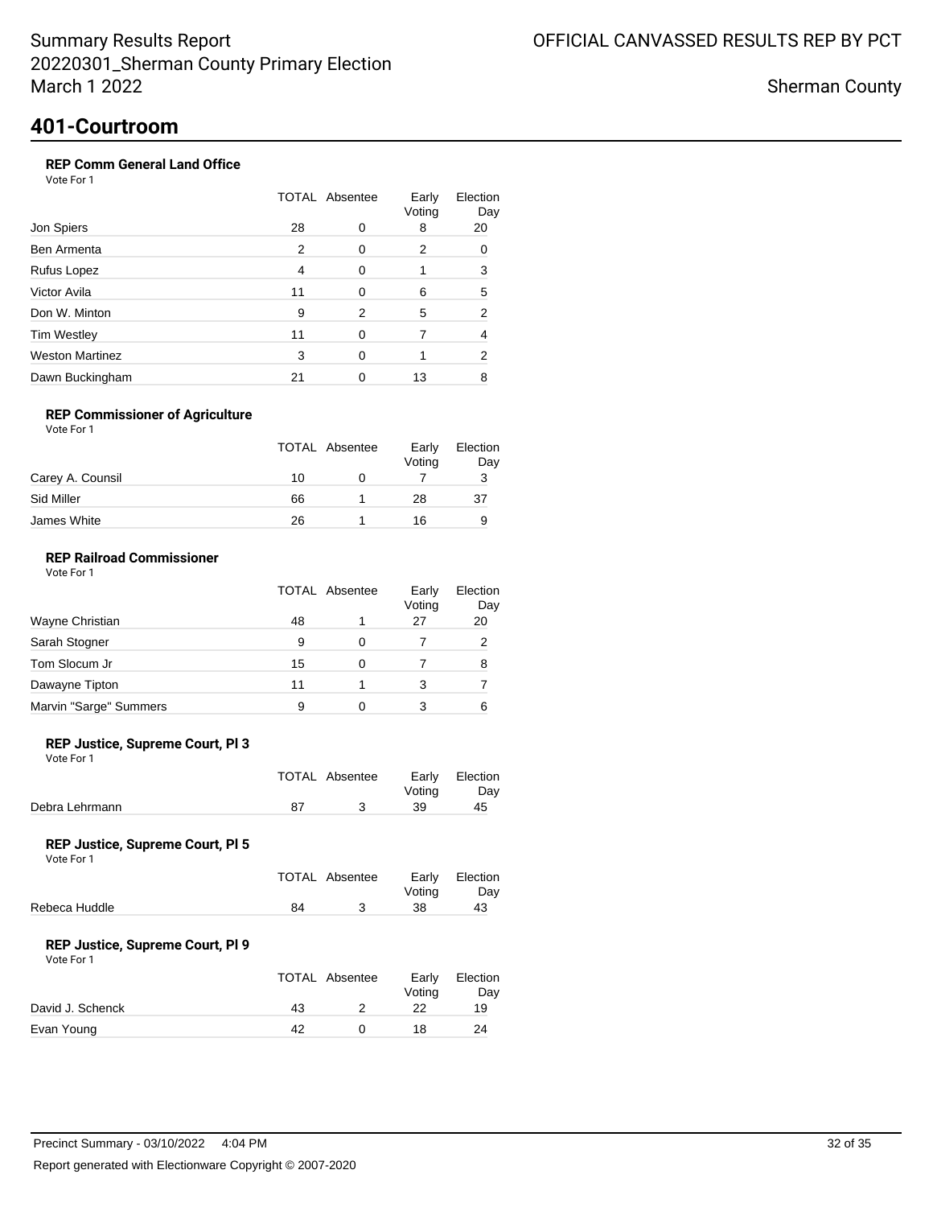Summary Results Report
20220301_Sherman County Primary Election
March 1 2022

OFFICIAL CANVASSED RESULTS REP BY PCT

Sherman County

# 401-Courtroom

### REP Comm General Land Office

Vote For 1

| | TOTAL | Absentee | Early Voting | Election Day |
|---|---|---|---|---|
| Jon Spiers | 28 | 0 | 8 | 20 |
| Ben Armenta | 2 | 0 | 2 | 0 |
| Rufus Lopez | 4 | 0 | 1 | 3 |
| Victor Avila | 11 | 0 | 6 | 5 |
| Don W. Minton | 9 | 2 | 5 | 2 |
| Tim Westley | 11 | 0 | 7 | 4 |
| Weston Martinez | 3 | 0 | 1 | 2 |
| Dawn Buckingham | 21 | 0 | 13 | 8 |

### REP Commissioner of Agriculture

Vote For 1

| | TOTAL | Absentee | Early Voting | Election Day |
|---|---|---|---|---|
| Carey A. Counsil | 10 | 0 | 7 | 3 |
| Sid Miller | 66 | 1 | 28 | 37 |
| James White | 26 | 1 | 16 | 9 |

### REP Railroad Commissioner

Vote For 1

| | TOTAL | Absentee | Early Voting | Election Day |
|---|---|---|---|---|
| Wayne Christian | 48 | 1 | 27 | 20 |
| Sarah Stogner | 9 | 0 | 7 | 2 |
| Tom Slocum Jr | 15 | 0 | 7 | 8 |
| Dawayne Tipton | 11 | 1 | 3 | 7 |
| Marvin "Sarge" Summers | 9 | 0 | 3 | 6 |

### REP Justice, Supreme Court, Pl 3

Vote For 1

| | TOTAL | Absentee | Early Voting | Election Day |
|---|---|---|---|---|
| Debra Lehrmann | 87 | 3 | 39 | 45 |

### REP Justice, Supreme Court, Pl 5

Vote For 1

| | TOTAL | Absentee | Early Voting | Election Day |
|---|---|---|---|---|
| Rebeca Huddle | 84 | 3 | 38 | 43 |

### REP Justice, Supreme Court, Pl 9

Vote For 1

| | TOTAL | Absentee | Early Voting | Election Day |
|---|---|---|---|---|
| David J. Schenck | 43 | 2 | 22 | 19 |
| Evan Young | 42 | 0 | 18 | 24 |

Precinct Summary - 03/10/2022 4:04 PM

Report generated with Electionware Copyright © 2007-2020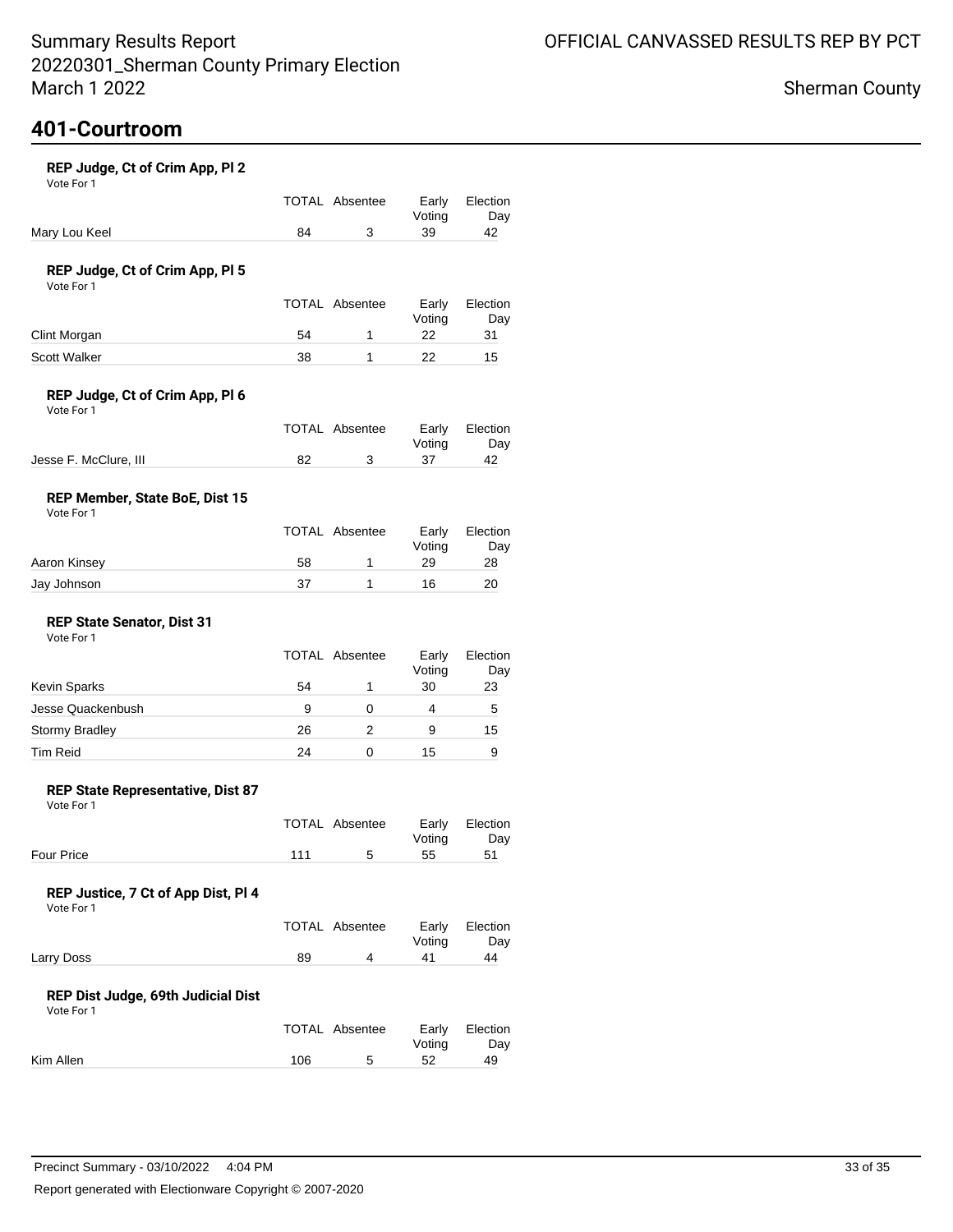Summary Results Report
20220301_Sherman County Primary Election
March 1 2022

OFFICIAL CANVASSED RESULTS REP BY PCT

Sherman County

## 401-Courtroom

### REP Judge, Ct of Crim App, Pl 2

Vote For 1

| | TOTAL | Absentee | Early Voting | Election Day |
|---|---|---|---|---|
| Mary Lou Keel | 84 | 3 | 39 | 42 |

### REP Judge, Ct of Crim App, Pl 5

Vote For 1

| | TOTAL | Absentee | Early Voting | Election Day |
|---|---|---|---|---|
| Clint Morgan | 54 | 1 | 22 | 31 |
| Scott Walker | 38 | 1 | 22 | 15 |

### REP Judge, Ct of Crim App, Pl 6

Vote For 1

| | TOTAL | Absentee | Early Voting | Election Day |
|---|---|---|---|---|
| Jesse F. McClure, III | 82 | 3 | 37 | 42 |

### REP Member, State BoE, Dist 15

Vote For 1

| | TOTAL | Absentee | Early Voting | Election Day |
|---|---|---|---|---|
| Aaron Kinsey | 58 | 1 | 29 | 28 |
| Jay Johnson | 37 | 1 | 16 | 20 |

### REP State Senator, Dist 31

Vote For 1

| | TOTAL | Absentee | Early Voting | Election Day |
|---|---|---|---|---|
| Kevin Sparks | 54 | 1 | 30 | 23 |
| Jesse Quackenbush | 9 | 0 | 4 | 5 |
| Stormy Bradley | 26 | 2 | 9 | 15 |
| Tim Reid | 24 | 0 | 15 | 9 |

### REP State Representative, Dist 87

Vote For 1

| | TOTAL | Absentee | Early Voting | Election Day |
|---|---|---|---|---|
| Four Price | 111 | 5 | 55 | 51 |

### REP Justice, 7 Ct of App Dist, Pl 4

Vote For 1

| | TOTAL | Absentee | Early Voting | Election Day |
|---|---|---|---|---|
| Larry Doss | 89 | 4 | 41 | 44 |

### REP Dist Judge, 69th Judicial Dist

Vote For 1

| | TOTAL | Absentee | Early Voting | Election Day |
|---|---|---|---|---|
| Kim Allen | 106 | 5 | 52 | 49 |

Precinct Summary - 03/10/2022 4:04 PM

Report generated with Electionware Copyright © 2007-2020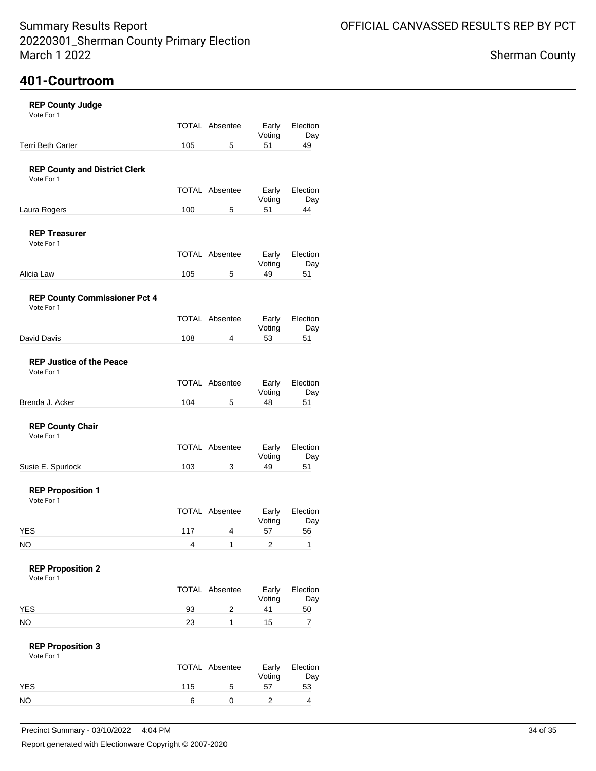# 401-Courtroom

### REP County Judge
Vote For 1

| | TOTAL | Absentee | Early Voting | Election Day |
|---|---|---|---|---|
| Terri Beth Carter | 105 | 5 | 51 | 49 |

### REP County and District Clerk
Vote For 1

| | TOTAL | Absentee | Early Voting | Election Day |
|---|---|---|---|---|
| Laura Rogers | 100 | 5 | 51 | 44 |

### REP Treasurer
Vote For 1

| | TOTAL | Absentee | Early Voting | Election Day |
|---|---|---|---|---|
| Alicia Law | 105 | 5 | 49 | 51 |

### REP County Commissioner Pct 4
Vote For 1

| | TOTAL | Absentee | Early Voting | Election Day |
|---|---|---|---|---|
| David Davis | 108 | 4 | 53 | 51 |

### REP Justice of the Peace
Vote For 1

| | TOTAL | Absentee | Early Voting | Election Day |
|---|---|---|---|---|
| Brenda J. Acker | 104 | 5 | 48 | 51 |

### REP County Chair
Vote For 1

| | TOTAL | Absentee | Early Voting | Election Day |
|---|---|---|---|---|
| Susie E. Spurlock | 103 | 3 | 49 | 51 |

### REP Proposition 1
Vote For 1

| | TOTAL | Absentee | Early Voting | Election Day |
|---|---|---|---|---|
| YES | 117 | 4 | 57 | 56 |
| NO | 4 | 1 | 2 | 1 |

### REP Proposition 2
Vote For 1

| | TOTAL | Absentee | Early Voting | Election Day |
|---|---|---|---|---|
| YES | 93 | 2 | 41 | 50 |
| NO | 23 | 1 | 15 | 7 |

### REP Proposition 3
Vote For 1

| | TOTAL | Absentee | Early Voting | Election Day |
|---|---|---|---|---|
| YES | 115 | 5 | 57 | 53 |
| NO | 6 | 0 | 2 | 4 |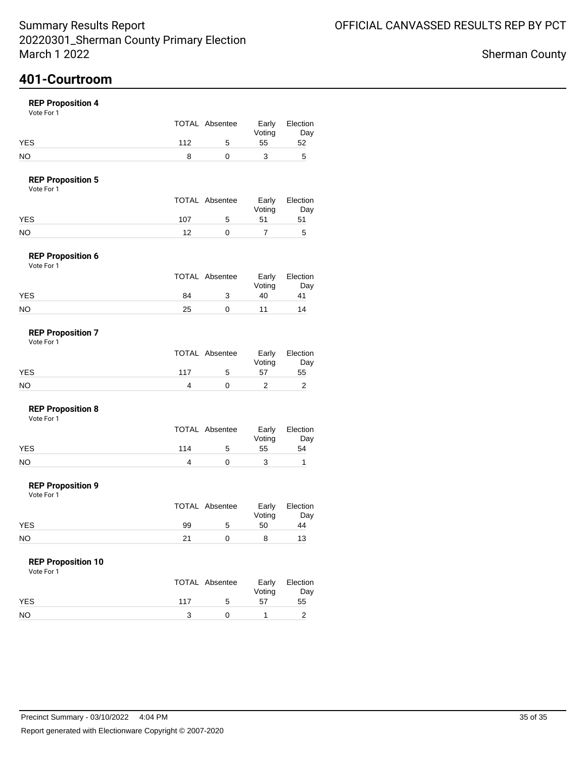## 401-Courtroom

**REP Proposition 4**

Vote For 1

| | TOTAL | Absentee | Early Voting | Election Day |
|---|---|---|---|---|
| YES | 112 | 5 | 55 | 52 |
| NO | 8 | 0 | 3 | 5 |

**REP Proposition 5**

Vote For 1

| | TOTAL | Absentee | Early Voting | Election Day |
|---|---|---|---|---|
| YES | 107 | 5 | 51 | 51 |
| NO | 12 | 0 | 7 | 5 |

**REP Proposition 6**

Vote For 1

| | TOTAL | Absentee | Early Voting | Election Day |
|---|---|---|---|---|
| YES | 84 | 3 | 40 | 41 |
| NO | 25 | 0 | 11 | 14 |

**REP Proposition 7**

Vote For 1

| | TOTAL | Absentee | Early Voting | Election Day |
|---|---|---|---|---|
| YES | 117 | 5 | 57 | 55 |
| NO | 4 | 0 | 2 | 2 |

**REP Proposition 8**

Vote For 1

| | TOTAL | Absentee | Early Voting | Election Day |
|---|---|---|---|---|
| YES | 114 | 5 | 55 | 54 |
| NO | 4 | 0 | 3 | 1 |

**REP Proposition 9**

Vote For 1

| | TOTAL | Absentee | Early Voting | Election Day |
|---|---|---|---|---|
| YES | 99 | 5 | 50 | 44 |
| NO | 21 | 0 | 8 | 13 |

**REP Proposition 10**

Vote For 1

| | TOTAL | Absentee | Early Voting | Election Day |
|---|---|---|---|---|
| YES | 117 | 5 | 57 | 55 |
| NO | 3 | 0 | 1 | 2 |